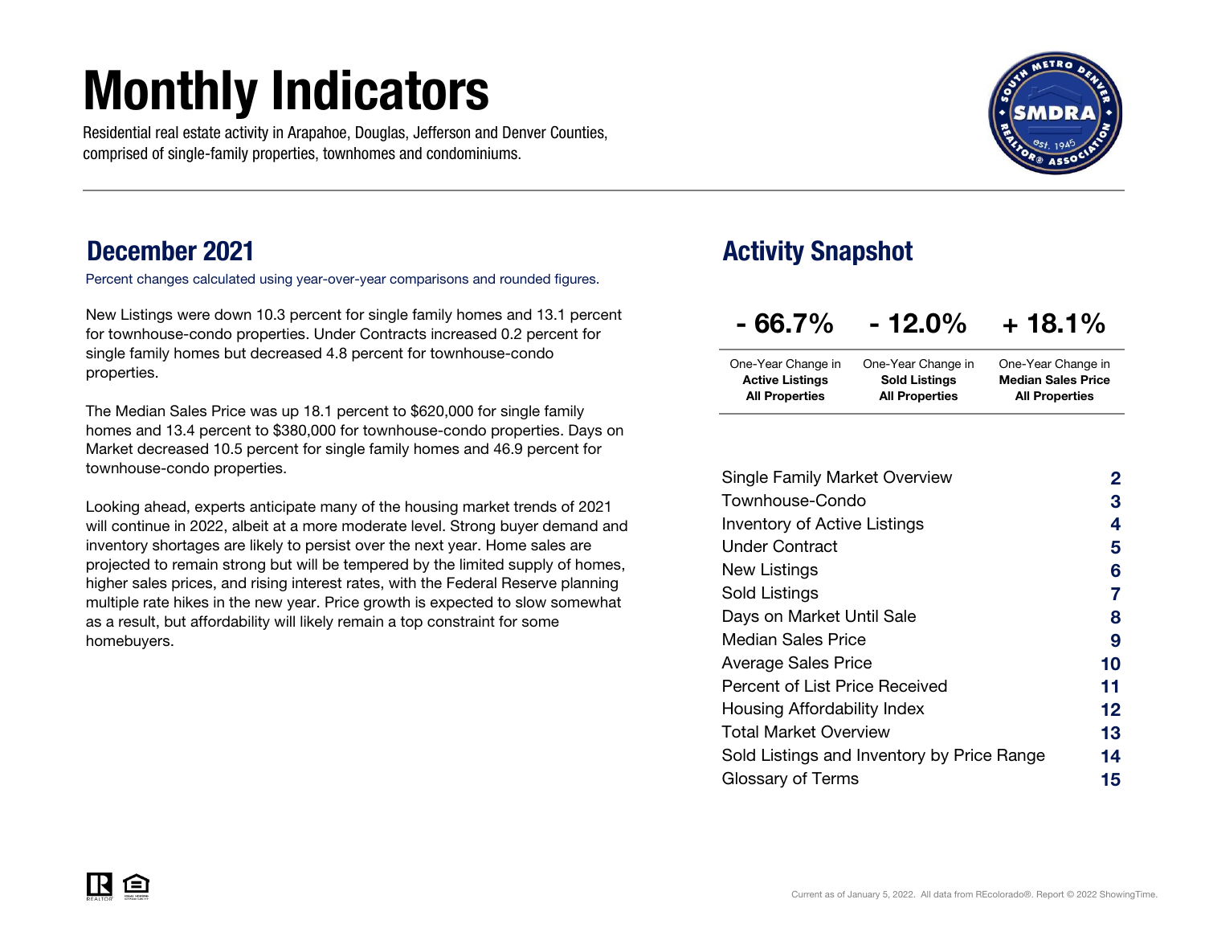# Monthly Indicators

Residential real estate activity in Arapahoe, Douglas, Jefferson and Denver Counties, comprised of single-family properties, townhomes and condominiums.

## December 2021

Percent changes calculated using year-over-year comparisons and rounded figures.

New Listings were down 10.3 percent for single family homes and 13.1 percent for townhouse-condo properties. Under Contracts increased 0.2 percent for single family homes but decreased 4.8 percent for townhouse-condo properties.

The Median Sales Price was up 18.1 percent to $620,000 for single family homes and 13.4 percent to $380,000 for townhouse-condo properties. Days on Market decreased 10.5 percent for single family homes and 46.9 percent for townhouse-condo properties.

Looking ahead, experts anticipate many of the housing market trends of 2021 will continue in 2022, albeit at a more moderate level. Strong buyer demand and inventory shortages are likely to persist over the next year. Home sales are projected to remain strong but will be tempered by the limited supply of homes, higher sales prices, and rising interest rates, with the Federal Reserve planning multiple rate hikes in the new year. Price growth is expected to slow somewhat as a result, but affordability will likely remain a top constraint for some homebuyers.

## Activity Snapshot

| - 66.7% | - 12.0% | + 18.1% |
|---|---|---|
| One-Year Change in **Active Listings All Properties** | One-Year Change in **Sold Listings All Properties** | One-Year Change in **Median Sales Price All Properties** |

| | |
|---|---|
| Single Family Market Overview | 2 |
| Townhouse-Condo | 3 |
| Inventory of Active Listings | 4 |
| Under Contract | 5 |
| New Listings | 6 |
| Sold Listings | 7 |
| Days on Market Until Sale | 8 |
| Median Sales Price | 9 |
| Average Sales Price | 10 |
| Percent of List Price Received | 11 |
| Housing Affordability Index | 12 |
| Total Market Overview | 13 |
| Sold Listings and Inventory by Price Range | 14 |
| Glossary of Terms | 15 |

Current as of January 5, 2022. All data from REcolorado®. Report © 2022 ShowingTime.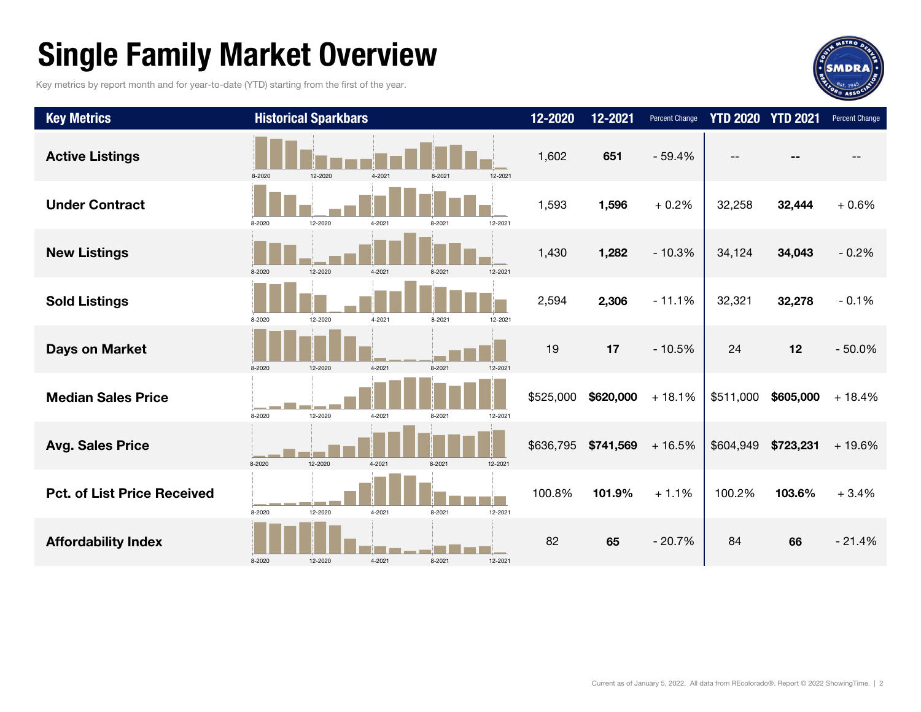# Single Family Market Overview

Key metrics by report month and for year-to-date (YTD) starting from the first of the year.

| Key Metrics | Historical Sparkbars | 12-2020 | 12-2021 | Percent Change | YTD 2020 | YTD 2021 | Percent Change |
|---|---|---|---|---|---|---|---|
| **Active Listings** | 8-2020 12-2020 4-2021 8-2021 12-2021 | 1,602 | **651** | - 59.4% | -- | -- | -- |
| **Under Contract** | 8-2020 12-2020 4-2021 8-2021 12-2021 | 1,593 | **1,596** | + 0.2% | 32,258 | **32,444** | + 0.6% |
| **New Listings** | 8-2020 12-2020 4-2021 8-2021 12-2021 | 1,430 | **1,282** | - 10.3% | 34,124 | **34,043** | - 0.2% |
| **Sold Listings** | 8-2020 12-2020 4-2021 8-2021 12-2021 | 2,594 | **2,306** | - 11.1% | 32,321 | **32,278** | - 0.1% |
| **Days on Market** | 8-2020 12-2020 4-2021 8-2021 12-2021 | 19 | **17** | - 10.5% | 24 | **12** | - 50.0% |
| **Median Sales Price** | 8-2020 12-2020 4-2021 8-2021 12-2021 | $525,000 | **$620,000** | + 18.1% | $511,000 | **$605,000** | + 18.4% |
| **Avg. Sales Price** | 8-2020 12-2020 4-2021 8-2021 12-2021 | $636,795 | **$741,569** | + 16.5% | $604,949 | **$723,231** | + 19.6% |
| **Pct. of List Price Received** | 8-2020 12-2020 4-2021 8-2021 12-2021 | 100.8% | **101.9%** | + 1.1% | 100.2% | **103.6%** | + 3.4% |
| **Affordability Index** | 8-2020 12-2020 4-2021 8-2021 12-2021 | 82 | **65** | - 20.7% | 84 | **66** | - 21.4% |

Current as of January 5, 2022. All data from REcolorado®. Report © 2022 ShowingTime.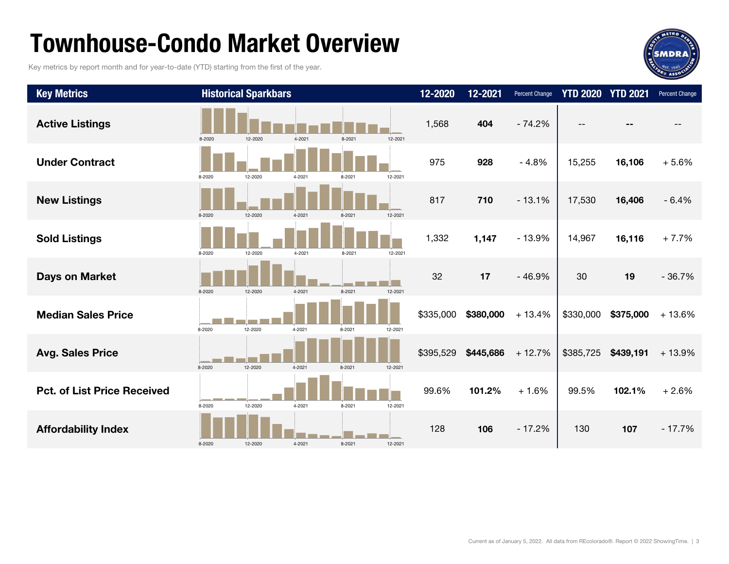# Townhouse-Condo Market Overview

Key metrics by report month and for year-to-date (YTD) starting from the first of the year.

| Key Metrics | Historical Sparkbars | 12-2020 | 12-2021 | Percent Change | YTD 2020 | YTD 2021 | Percent Change |
|---|---|---|---|---|---|---|---|
| **Active Listings** | 8-2020 12-2020 4-2021 8-2021 12-2021 | 1,568 | **404** | - 74.2% | -- | **--** | -- |
| **Under Contract** | 8-2020 12-2020 4-2021 8-2021 12-2021 | 975 | **928** | - 4.8% | 15,255 | **16,106** | + 5.6% |
| **New Listings** | 8-2020 12-2020 4-2021 8-2021 12-2021 | 817 | **710** | - 13.1% | 17,530 | **16,406** | - 6.4% |
| **Sold Listings** | 8-2020 12-2020 4-2021 8-2021 12-2021 | 1,332 | **1,147** | - 13.9% | 14,967 | **16,116** | + 7.7% |
| **Days on Market** | 8-2020 12-2020 4-2021 8-2021 12-2021 | 32 | **17** | - 46.9% | 30 | **19** | - 36.7% |
| **Median Sales Price** | 8-2020 12-2020 4-2021 8-2021 12-2021 | $335,000 | **$380,000** | + 13.4% | $330,000 | **$375,000** | + 13.6% |
| **Avg. Sales Price** | 8-2020 12-2020 4-2021 8-2021 12-2021 | $395,529 | **$445,686** | + 12.7% | $385,725 | **$439,191** | + 13.9% |
| **Pct. of List Price Received** | 8-2020 12-2020 4-2021 8-2021 12-2021 | 99.6% | **101.2%** | + 1.6% | 99.5% | **102.1%** | + 2.6% |
| **Affordability Index** | 8-2020 12-2020 4-2021 8-2021 12-2021 | 128 | **106** | - 17.2% | 130 | **107** | - 17.7% |

Current as of January 5, 2022. All data from REcolorado®. Report © 2022 ShowingTime.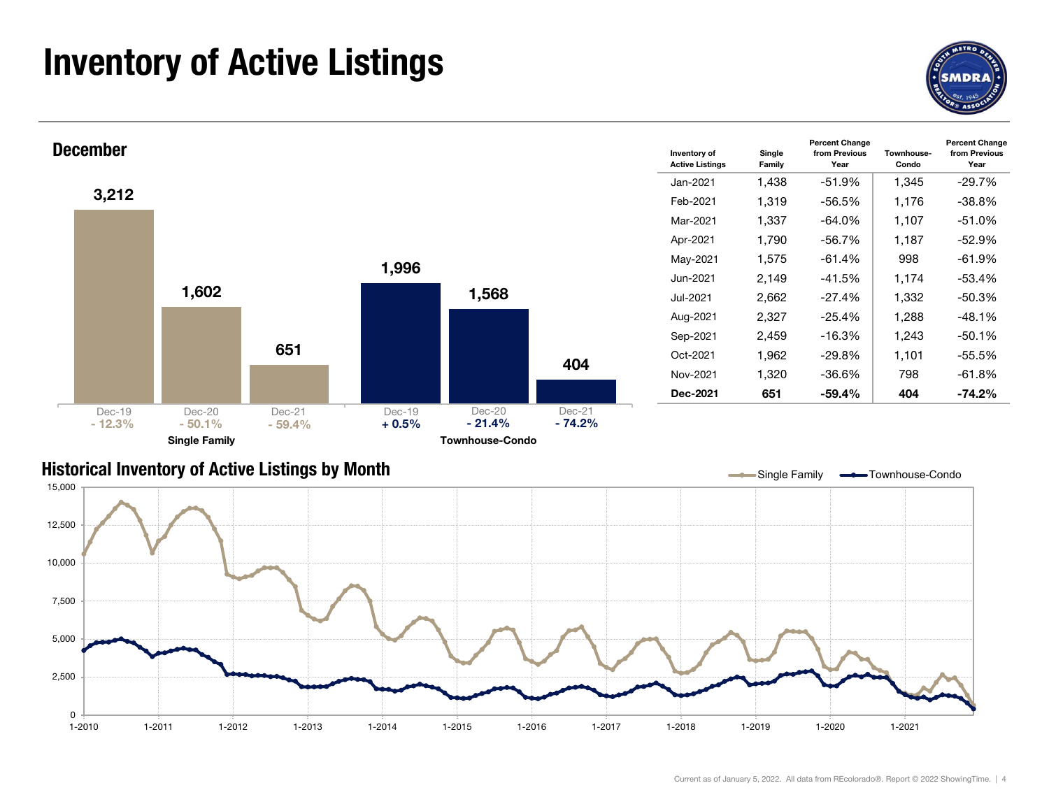# Inventory of Active Listings

## December

| | Dec-19 | Dec-20 | Dec-21 |
|---|---|---|---|
| Single Family | 3,212 | 1,602 | 651 |
| Percent change | - 12.3% | - 50.1% | - 59.4% |
| Townhouse-Condo | 1,996 | 1,568 | 404 |
| Percent change | + 0.5% | - 21.4% | - 74.2% |

| Inventory of Active Listings | Single Family | Percent Change from Previous Year | Townhouse-Condo | Percent Change from Previous Year |
|---|---|---|---|---|
| Jan-2021 | 1,438 | -51.9% | 1,345 | -29.7% |
| Feb-2021 | 1,319 | -56.5% | 1,176 | -38.8% |
| Mar-2021 | 1,337 | -64.0% | 1,107 | -51.0% |
| Apr-2021 | 1,790 | -56.7% | 1,187 | -52.9% |
| May-2021 | 1,575 | -61.4% | 998 | -61.9% |
| Jun-2021 | 2,149 | -41.5% | 1,174 | -53.4% |
| Jul-2021 | 2,662 | -27.4% | 1,332 | -50.3% |
| Aug-2021 | 2,327 | -25.4% | 1,288 | -48.1% |
| Sep-2021 | 2,459 | -16.3% | 1,243 | -50.1% |
| Oct-2021 | 1,962 | -29.8% | 1,101 | -55.5% |
| Nov-2021 | 1,320 | -36.6% | 798 | -61.8% |
| **Dec-2021** | **651** | **-59.4%** | **404** | **-74.2%** |

## Historical Inventory of Active Listings by Month

Single Family / Townhouse-Condo

Current as of January 5, 2022. All data from REcolorado®. Report © 2022 ShowingTime.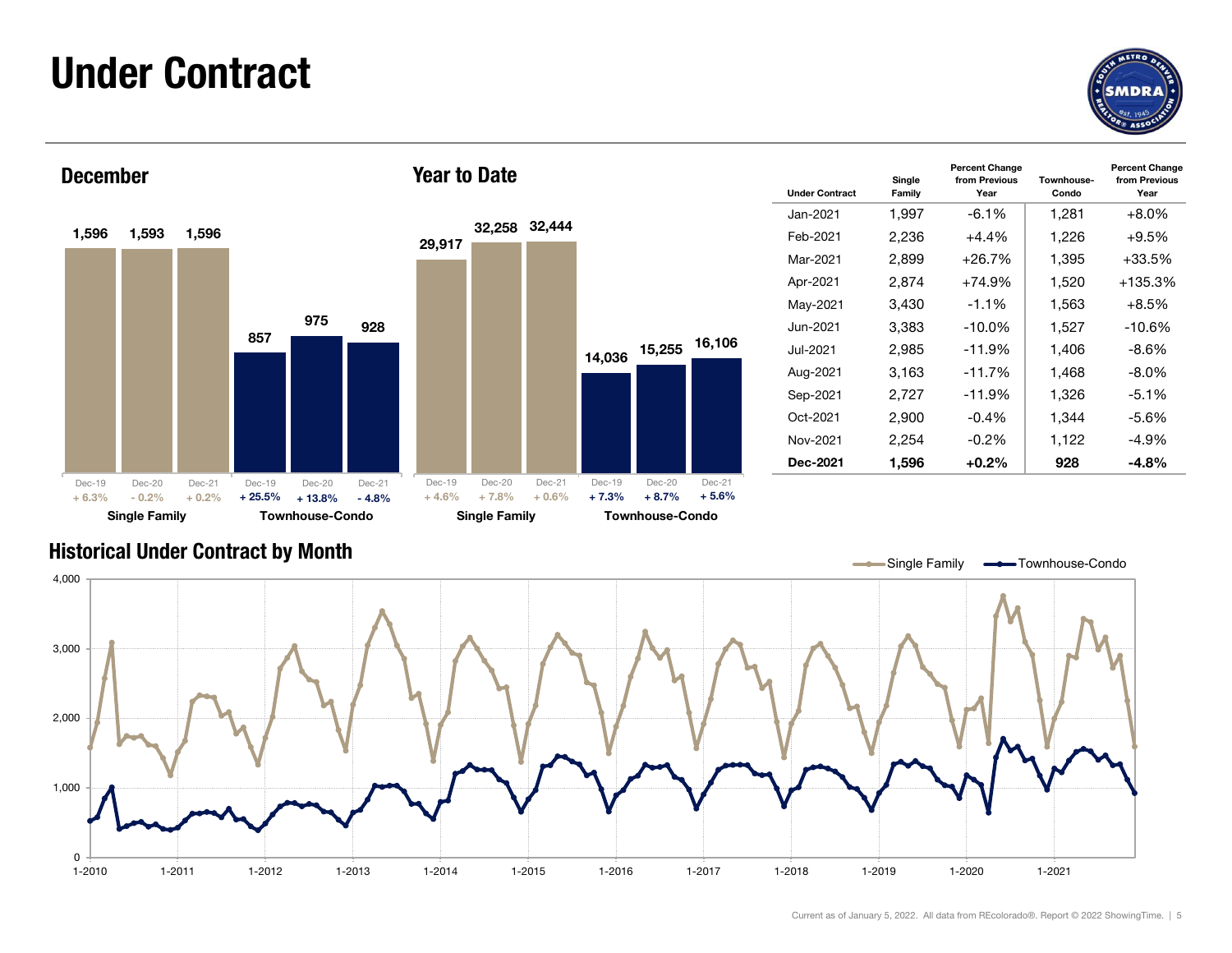# Under Contract

## December

| | Dec-19 | Dec-20 | Dec-21 |
|---|---|---|---|
| Single Family | 1,596 | 1,593 | 1,596 |
| | + 6.3% | - 0.2% | + 0.2% |
| Townhouse-Condo | 857 | 975 | 928 |
| | + 25.5% | + 13.8% | - 4.8% |

## Year to Date

| | Dec-19 | Dec-20 | Dec-21 |
|---|---|---|---|
| Single Family | 29,917 | 32,258 | 32,444 |
| | + 4.6% | + 7.8% | + 0.6% |
| Townhouse-Condo | 14,036 | 15,255 | 16,106 |
| | + 7.3% | + 8.7% | + 5.6% |

| Under Contract | Single Family | Percent Change from Previous Year | Townhouse-Condo | Percent Change from Previous Year |
|---|---|---|---|---|
| Jan-2021 | 1,997 | -6.1% | 1,281 | +8.0% |
| Feb-2021 | 2,236 | +4.4% | 1,226 | +9.5% |
| Mar-2021 | 2,899 | +26.7% | 1,395 | +33.5% |
| Apr-2021 | 2,874 | +74.9% | 1,520 | +135.3% |
| May-2021 | 3,430 | -1.1% | 1,563 | +8.5% |
| Jun-2021 | 3,383 | -10.0% | 1,527 | -10.6% |
| Jul-2021 | 2,985 | -11.9% | 1,406 | -8.6% |
| Aug-2021 | 3,163 | -11.7% | 1,468 | -8.0% |
| Sep-2021 | 2,727 | -11.9% | 1,326 | -5.1% |
| Oct-2021 | 2,900 | -0.4% | 1,344 | -5.6% |
| Nov-2021 | 2,254 | -0.2% | 1,122 | -4.9% |
| **Dec-2021** | **1,596** | **+0.2%** | **928** | **-4.8%** |

## Historical Under Contract by Month

Single Family — Townhouse-Condo

Current as of January 5, 2022. All data from REcolorado®. Report © 2022 ShowingTime.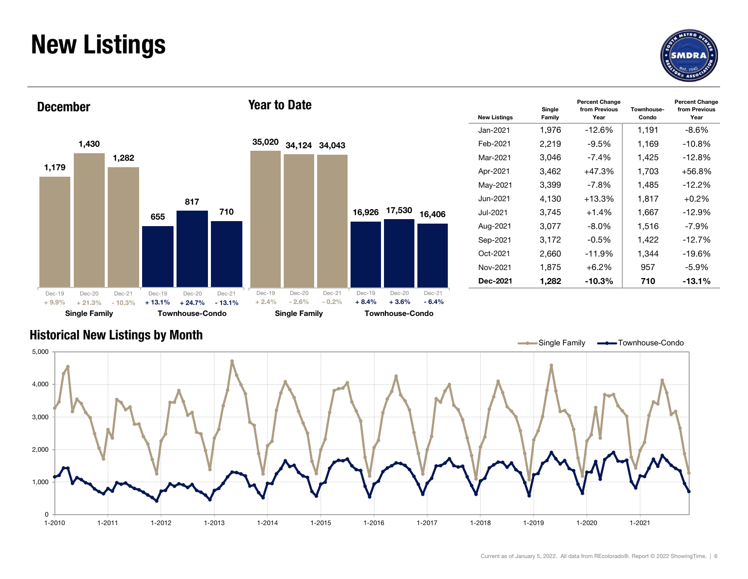# New Listings

## December

| | Dec-19 | Dec-20 | Dec-21 |
|---|---|---|---|
| Single Family | 1,179 | 1,430 | 1,282 |
| Percent Change | + 9.9% | + 21.3% | - 10.3% |
| Townhouse-Condo | 655 | 817 | 710 |
| Percent Change | + 13.1% | + 24.7% | - 13.1% |

## Year to Date

| | Dec-19 | Dec-20 | Dec-21 |
|---|---|---|---|
| Single Family | 35,020 | 34,124 | 34,043 |
| Percent Change | + 2.4% | - 2.6% | - 0.2% |
| Townhouse-Condo | 16,926 | 17,530 | 16,406 |
| Percent Change | + 8.4% | + 3.6% | - 6.4% |

| New Listings | Single Family | Percent Change from Previous Year | Townhouse-Condo | Percent Change from Previous Year |
|---|---|---|---|---|
| Jan-2021 | 1,976 | -12.6% | 1,191 | -8.6% |
| Feb-2021 | 2,219 | -9.5% | 1,169 | -10.8% |
| Mar-2021 | 3,046 | -7.4% | 1,425 | -12.8% |
| Apr-2021 | 3,462 | +47.3% | 1,703 | +56.8% |
| May-2021 | 3,399 | -7.8% | 1,485 | -12.2% |
| Jun-2021 | 4,130 | +13.3% | 1,817 | +0.2% |
| Jul-2021 | 3,745 | +1.4% | 1,667 | -12.9% |
| Aug-2021 | 3,077 | -8.0% | 1,516 | -7.9% |
| Sep-2021 | 3,172 | -0.5% | 1,422 | -12.7% |
| Oct-2021 | 2,660 | -11.9% | 1,344 | -19.6% |
| Nov-2021 | 1,875 | +6.2% | 957 | -5.9% |
| **Dec-2021** | **1,282** | **-10.3%** | **710** | **-13.1%** |

## Historical New Listings by Month

Current as of January 5, 2022. All data from REcolorado®. Report © 2022 ShowingTime.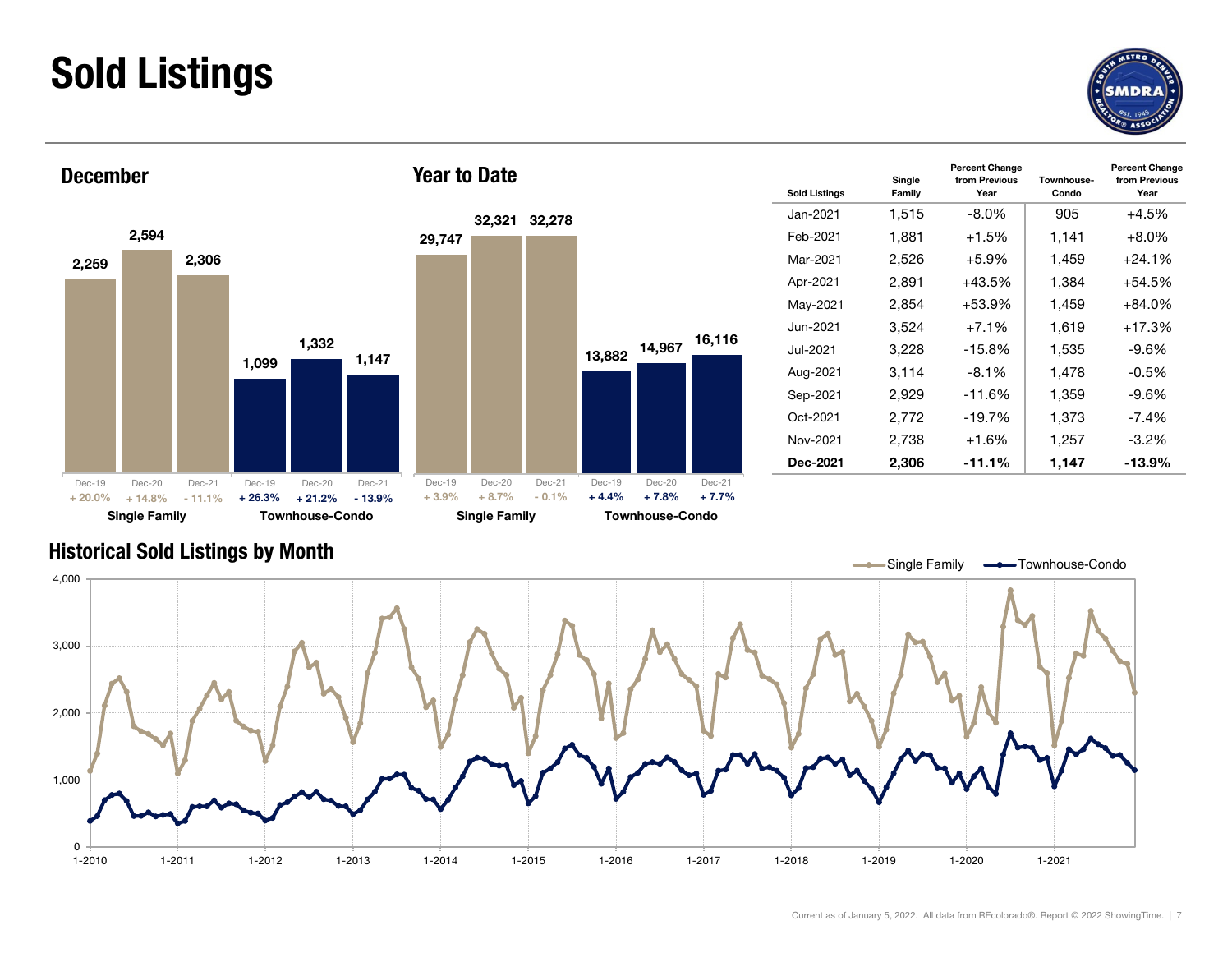# Sold Listings

## December

| | Dec-19 | Dec-20 | Dec-21 |
|---|---|---|---|
| Single Family | 2,259 | 2,594 | 2,306 |
| Percent Change | + 20.0% | + 14.8% | - 11.1% |
| Townhouse-Condo | 1,099 | 1,332 | 1,147 |
| Percent Change | + 26.3% | + 21.2% | - 13.9% |

## Year to Date

| | Dec-19 | Dec-20 | Dec-21 |
|---|---|---|---|
| Single Family | 29,747 | 32,321 | 32,278 |
| Percent Change | + 3.9% | + 8.7% | - 0.1% |
| Townhouse-Condo | 13,882 | 14,967 | 16,116 |
| Percent Change | + 4.4% | + 7.8% | + 7.7% |

| Sold Listings | Single Family | Percent Change from Previous Year | Townhouse-Condo | Percent Change from Previous Year |
|---|---|---|---|---|
| Jan-2021 | 1,515 | -8.0% | 905 | +4.5% |
| Feb-2021 | 1,881 | +1.5% | 1,141 | +8.0% |
| Mar-2021 | 2,526 | +5.9% | 1,459 | +24.1% |
| Apr-2021 | 2,891 | +43.5% | 1,384 | +54.5% |
| May-2021 | 2,854 | +53.9% | 1,459 | +84.0% |
| Jun-2021 | 3,524 | +7.1% | 1,619 | +17.3% |
| Jul-2021 | 3,228 | -15.8% | 1,535 | -9.6% |
| Aug-2021 | 3,114 | -8.1% | 1,478 | -0.5% |
| Sep-2021 | 2,929 | -11.6% | 1,359 | -9.6% |
| Oct-2021 | 2,772 | -19.7% | 1,373 | -7.4% |
| Nov-2021 | 2,738 | +1.6% | 1,257 | -3.2% |
| **Dec-2021** | **2,306** | **-11.1%** | **1,147** | **-13.9%** |

## Historical Sold Listings by Month

Current as of January 5, 2022. All data from REcolorado®. Report © 2022 ShowingTime.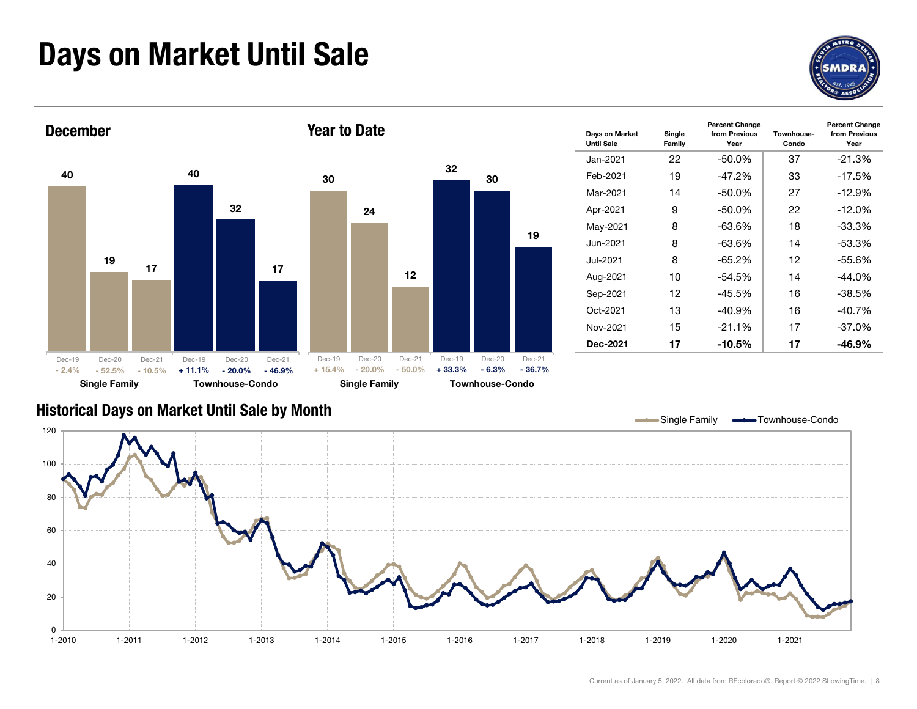# Days on Market Until Sale

## December

| | Dec-19 | Dec-20 | Dec-21 |
|---|---|---|---|
| Single Family | 40 | 19 | 17 |
| Percent change | - 2.4% | - 52.5% | - 10.5% |
| Townhouse-Condo | 40 | 32 | 17 |
| Percent change | + 11.1% | - 20.0% | - 46.9% |

## Year to Date

| | Dec-19 | Dec-20 | Dec-21 |
|---|---|---|---|
| Single Family | 30 | 24 | 12 |
| Percent change | + 15.4% | - 20.0% | - 50.0% |
| Townhouse-Condo | 32 | 30 | 19 |
| Percent change | + 33.3% | - 6.3% | - 36.7% |

| Days on Market Until Sale | Single Family | Percent Change from Previous Year | Townhouse-Condo | Percent Change from Previous Year |
|---|---|---|---|---|
| Jan-2021 | 22 | -50.0% | 37 | -21.3% |
| Feb-2021 | 19 | -47.2% | 33 | -17.5% |
| Mar-2021 | 14 | -50.0% | 27 | -12.9% |
| Apr-2021 | 9 | -50.0% | 22 | -12.0% |
| May-2021 | 8 | -63.6% | 18 | -33.3% |
| Jun-2021 | 8 | -63.6% | 14 | -53.3% |
| Jul-2021 | 8 | -65.2% | 12 | -55.6% |
| Aug-2021 | 10 | -54.5% | 14 | -44.0% |
| Sep-2021 | 12 | -45.5% | 16 | -38.5% |
| Oct-2021 | 13 | -40.9% | 16 | -40.7% |
| Nov-2021 | 15 | -21.1% | 17 | -37.0% |
| **Dec-2021** | **17** | **-10.5%** | **17** | **-46.9%** |

## Historical Days on Market Until Sale by Month

Current as of January 5, 2022. All data from REcolorado®. Report © 2022 ShowingTime.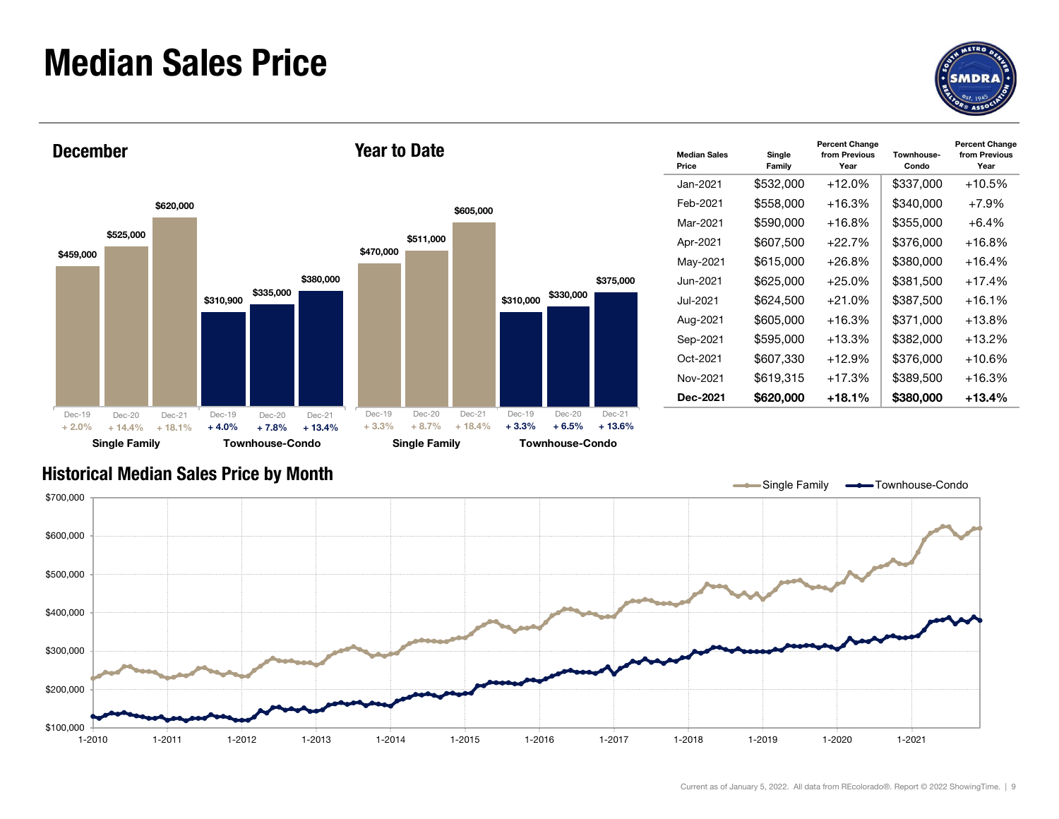# Median Sales Price

## December

| | Dec-19 | Dec-20 | Dec-21 |
|---|---|---|---|
| Single Family | $459,000 | $525,000 | $620,000 |
| Percent Change | + 2.0% | + 14.4% | + 18.1% |
| Townhouse-Condo | $310,900 | $335,000 | $380,000 |
| Percent Change | + 4.0% | + 7.8% | + 13.4% |

## Year to Date

| | Dec-19 | Dec-20 | Dec-21 |
|---|---|---|---|
| Single Family | $470,000 | $511,000 | $605,000 |
| Percent Change | + 3.3% | + 8.7% | + 18.4% |
| Townhouse-Condo | $310,000 | $330,000 | $375,000 |
| Percent Change | + 3.3% | + 6.5% | + 13.6% |

| Median Sales Price | Single Family | Percent Change from Previous Year | Townhouse-Condo | Percent Change from Previous Year |
|---|---|---|---|---|
| Jan-2021 | $532,000 | +12.0% | $337,000 | +10.5% |
| Feb-2021 | $558,000 | +16.3% | $340,000 | +7.9% |
| Mar-2021 | $590,000 | +16.8% | $355,000 | +6.4% |
| Apr-2021 | $607,500 | +22.7% | $376,000 | +16.8% |
| May-2021 | $615,000 | +26.8% | $380,000 | +16.4% |
| Jun-2021 | $625,000 | +25.0% | $381,500 | +17.4% |
| Jul-2021 | $624,500 | +21.0% | $387,500 | +16.1% |
| Aug-2021 | $605,000 | +16.3% | $371,000 | +13.8% |
| Sep-2021 | $595,000 | +13.3% | $382,000 | +13.2% |
| Oct-2021 | $607,330 | +12.9% | $376,000 | +10.6% |
| Nov-2021 | $619,315 | +17.3% | $389,500 | +16.3% |
| **Dec-2021** | **$620,000** | **+18.1%** | **$380,000** | **+13.4%** |

## Historical Median Sales Price by Month

Single Family — Townhouse-Condo

Current as of January 5, 2022. All data from REcolorado®. Report © 2022 ShowingTime.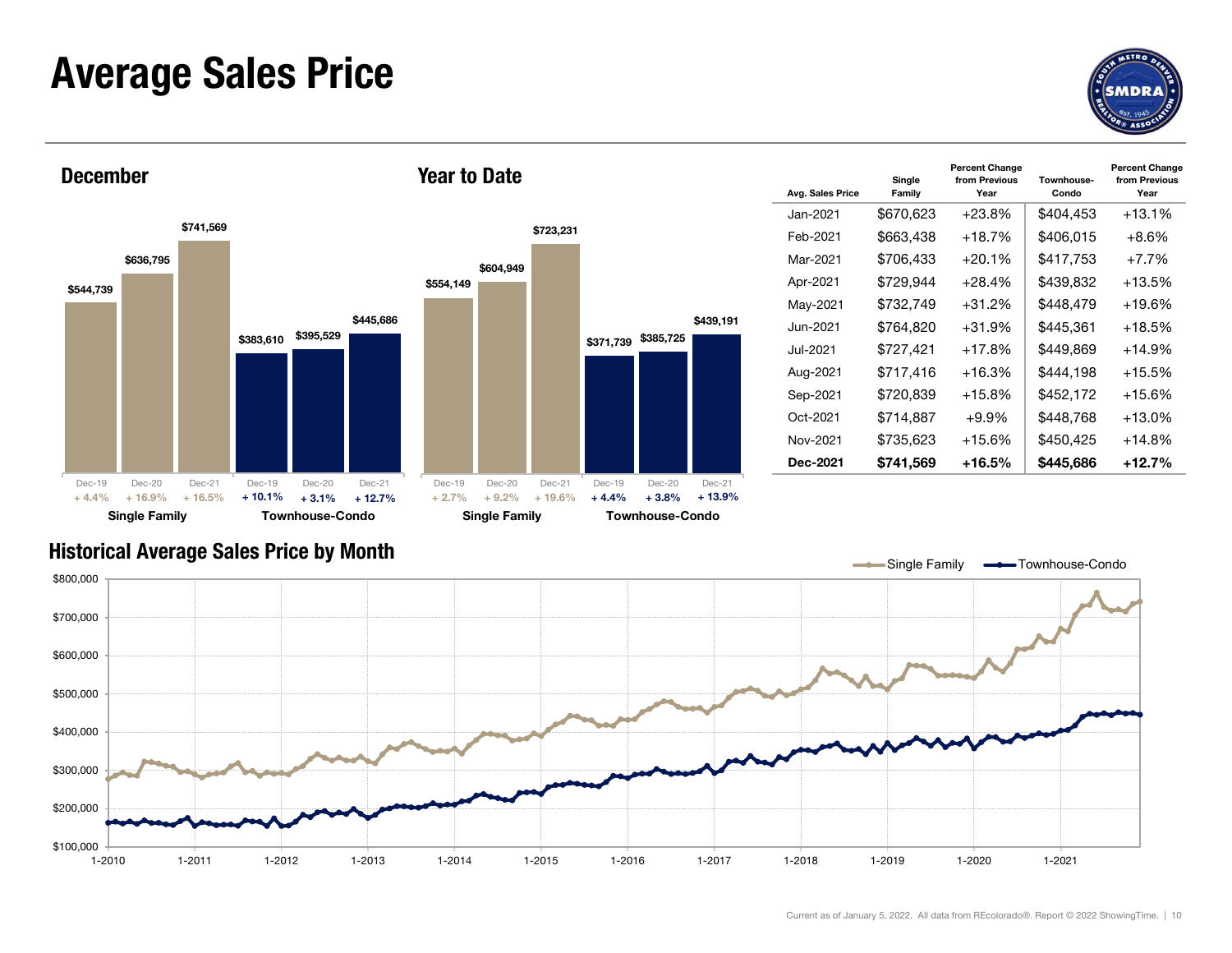# Average Sales Price

## December

| | Dec-19 | Dec-20 | Dec-21 |
|---|---|---|---|
| Single Family | $544,739 | $636,795 | $741,569 |
| Percent Change | + 4.4% | + 16.9% | + 16.5% |
| Townhouse-Condo | $383,610 | $395,529 | $445,686 |
| Percent Change | + 10.1% | + 3.1% | + 12.7% |

## Year to Date

| | Dec-19 | Dec-20 | Dec-21 |
|---|---|---|---|
| Single Family | $554,149 | $604,949 | $723,231 |
| Percent Change | + 2.7% | + 9.2% | + 19.6% |
| Townhouse-Condo | $371,739 | $385,725 | $439,191 |
| Percent Change | + 4.4% | + 3.8% | + 13.9% |

| Avg. Sales Price | Single Family | Percent Change from Previous Year | Townhouse-Condo | Percent Change from Previous Year |
|---|---|---|---|---|
| Jan-2021 | $670,623 | +23.8% | $404,453 | +13.1% |
| Feb-2021 | $663,438 | +18.7% | $406,015 | +8.6% |
| Mar-2021 | $706,433 | +20.1% | $417,753 | +7.7% |
| Apr-2021 | $729,944 | +28.4% | $439,832 | +13.5% |
| May-2021 | $732,749 | +31.2% | $448,479 | +19.6% |
| Jun-2021 | $764,820 | +31.9% | $445,361 | +18.5% |
| Jul-2021 | $727,421 | +17.8% | $449,869 | +14.9% |
| Aug-2021 | $717,416 | +16.3% | $444,198 | +15.5% |
| Sep-2021 | $720,839 | +15.8% | $452,172 | +15.6% |
| Oct-2021 | $714,887 | +9.9% | $448,768 | +13.0% |
| Nov-2021 | $735,623 | +15.6% | $450,425 | +14.8% |
| **Dec-2021** | **$741,569** | **+16.5%** | **$445,686** | **+12.7%** |

## Historical Average Sales Price by Month

Current as of January 5, 2022. All data from REcolorado®. Report © 2022 ShowingTime.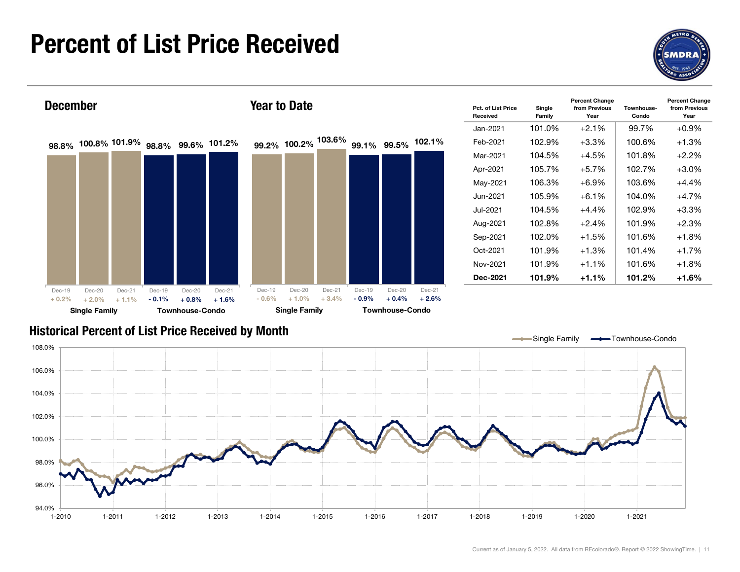# Percent of List Price Received

## December

| | Dec-19 | Dec-20 | Dec-21 |
|---|---|---|---|
| Single Family | 98.8% | 100.8% | 101.9% |
| Change | + 0.2% | + 2.0% | + 1.1% |
| Townhouse-Condo | 98.8% | 99.6% | 101.2% |
| Change | - 0.1% | + 0.8% | + 1.6% |

## Year to Date

| | Dec-19 | Dec-20 | Dec-21 |
|---|---|---|---|
| Single Family | 99.2% | 100.2% | 103.6% |
| Change | - 0.6% | + 1.0% | + 3.4% |
| Townhouse-Condo | 99.1% | 99.5% | 102.1% |
| Change | - 0.9% | + 0.4% | + 2.6% |

| Pct. of List Price Received | Single Family | Percent Change from Previous Year | Townhouse-Condo | Percent Change from Previous Year |
|---|---|---|---|---|
| Jan-2021 | 101.0% | +2.1% | 99.7% | +0.9% |
| Feb-2021 | 102.9% | +3.3% | 100.6% | +1.3% |
| Mar-2021 | 104.5% | +4.5% | 101.8% | +2.2% |
| Apr-2021 | 105.7% | +5.7% | 102.7% | +3.0% |
| May-2021 | 106.3% | +6.9% | 103.6% | +4.4% |
| Jun-2021 | 105.9% | +6.1% | 104.0% | +4.7% |
| Jul-2021 | 104.5% | +4.4% | 102.9% | +3.3% |
| Aug-2021 | 102.8% | +2.4% | 101.9% | +2.3% |
| Sep-2021 | 102.0% | +1.5% | 101.6% | +1.8% |
| Oct-2021 | 101.9% | +1.3% | 101.4% | +1.7% |
| Nov-2021 | 101.9% | +1.1% | 101.6% | +1.8% |
| **Dec-2021** | **101.9%** | **+1.1%** | **101.2%** | **+1.6%** |

## Historical Percent of List Price Received by Month

Single Family — Townhouse-Condo

Current as of January 5, 2022. All data from REcolorado®. Report © 2022 ShowingTime.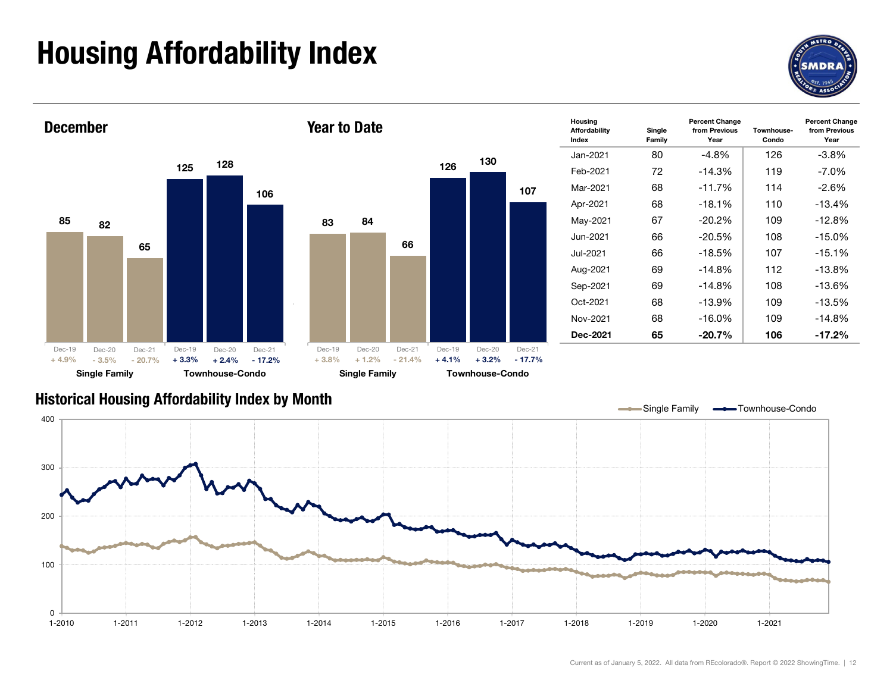# Housing Affordability Index

## December

| | Dec-19 | Dec-20 | Dec-21 |
|---|---|---|---|
| Single Family | 85 | 82 | 65 |
| | + 4.9% | - 3.5% | - 20.7% |
| Townhouse-Condo | 125 | 128 | 106 |
| | + 3.3% | + 2.4% | - 17.2% |

## Year to Date

| | Dec-19 | Dec-20 | Dec-21 |
|---|---|---|---|
| Single Family | 83 | 84 | 66 |
| | + 3.8% | + 1.2% | - 21.4% |
| Townhouse-Condo | 126 | 130 | 107 |
| | + 4.1% | + 3.2% | - 17.7% |

| Housing Affordability Index | Single Family | Percent Change from Previous Year | Townhouse-Condo | Percent Change from Previous Year |
|---|---|---|---|---|
| Jan-2021 | 80 | -4.8% | 126 | -3.8% |
| Feb-2021 | 72 | -14.3% | 119 | -7.0% |
| Mar-2021 | 68 | -11.7% | 114 | -2.6% |
| Apr-2021 | 68 | -18.1% | 110 | -13.4% |
| May-2021 | 67 | -20.2% | 109 | -12.8% |
| Jun-2021 | 66 | -20.5% | 108 | -15.0% |
| Jul-2021 | 66 | -18.5% | 107 | -15.1% |
| Aug-2021 | 69 | -14.8% | 112 | -13.8% |
| Sep-2021 | 69 | -14.8% | 108 | -13.6% |
| Oct-2021 | 68 | -13.9% | 109 | -13.5% |
| Nov-2021 | 68 | -16.0% | 109 | -14.8% |
| **Dec-2021** | **65** | **-20.7%** | **106** | **-17.2%** |

## Historical Housing Affordability Index by Month

Single Family — Townhouse-Condo

Current as of January 5, 2022. All data from REcolorado®. Report © 2022 ShowingTime.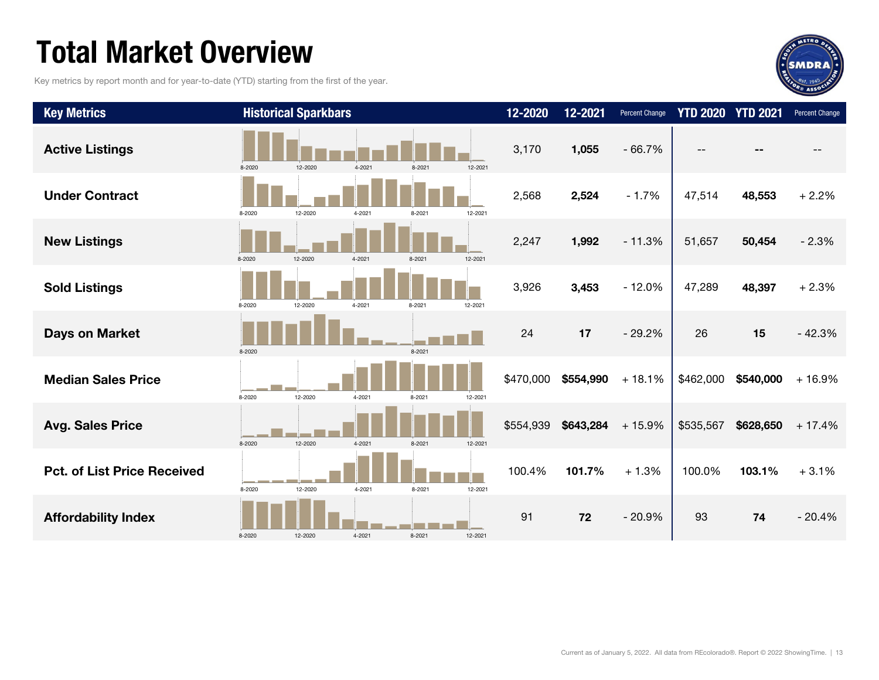# Total Market Overview

Key metrics by report month and for year-to-date (YTD) starting from the first of the year.

| Key Metrics | Historical Sparkbars | 12-2020 | 12-2021 | Percent Change | YTD 2020 | YTD 2021 | Percent Change |
|---|---|---|---|---|---|---|---|
| **Active Listings** | 8-2020 12-2020 4-2021 8-2021 12-2021 | 3,170 | **1,055** | - 66.7% | -- | **--** | -- |
| **Under Contract** | 8-2020 12-2020 4-2021 8-2021 12-2021 | 2,568 | **2,524** | - 1.7% | 47,514 | **48,553** | + 2.2% |
| **New Listings** | 8-2020 12-2020 4-2021 8-2021 12-2021 | 2,247 | **1,992** | - 11.3% | 51,657 | **50,454** | - 2.3% |
| **Sold Listings** | 8-2020 12-2020 4-2021 8-2021 12-2021 | 3,926 | **3,453** | - 12.0% | 47,289 | **48,397** | + 2.3% |
| **Days on Market** | 8-2020 8-2021 | 24 | **17** | - 29.2% | 26 | **15** | - 42.3% |
| **Median Sales Price** | 8-2020 12-2020 4-2021 8-2021 12-2021 | $470,000 | **$554,990** | + 18.1% | $462,000 | **$540,000** | + 16.9% |
| **Avg. Sales Price** | 8-2020 12-2020 4-2021 8-2021 12-2021 | $554,939 | **$643,284** | + 15.9% | $535,567 | **$628,650** | + 17.4% |
| **Pct. of List Price Received** | 8-2020 12-2020 4-2021 8-2021 12-2021 | 100.4% | **101.7%** | + 1.3% | 100.0% | **103.1%** | + 3.1% |
| **Affordability Index** | 8-2020 12-2020 4-2021 8-2021 12-2021 | 91 | **72** | - 20.9% | 93 | **74** | - 20.4% |

Current as of January 5, 2022. All data from REcolorado®. Report © 2022 ShowingTime.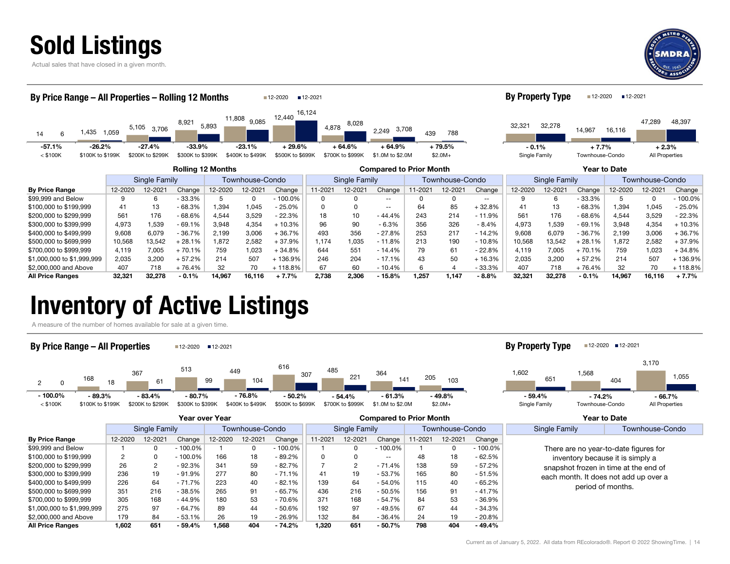# Sold Listings

Actual sales that have closed in a given month.

## By Price Range – All Properties – Rolling 12 Months

■12-2020 ■12-2021

| Price Range | 12-2020 | 12-2021 | Change |
|---|---|---|---|
| < $100K | 14 | 6 | -57.1% |
| $100K to $199K | 1,435 | 1,059 | -26.2% |
| $200K to $299K | 5,105 | 3,706 | -27.4% |
| $300K to $399K | 8,921 | 5,893 | -33.9% |
| $400K to $499K | 11,808 | 9,085 | -23.1% |
| $500K to $699K | 12,440 | 16,124 | + 29.6% |
| $700K to $999K | 4,878 | 8,028 | + 64.6% |
| $1.0M to $2.0M | 2,249 | 3,708 | + 64.9% |
| $2.0M+ | 439 | 788 | + 79.5% |

## By Property Type

■12-2020 ■12-2021

| Property Type | 12-2020 | 12-2021 | Change |
|---|---|---|---|
| Single Family | 32,321 | 32,278 | - 0.1% |
| Townhouse-Condo | 14,967 | 16,116 | + 7.7% |
| All Properties | 47,289 | 48,397 | + 2.3% |

### Rolling 12 Months

| | Single Family | | | Townhouse-Condo | | |
|---|---|---|---|---|---|---|
| **By Price Range** | 12-2020 | 12-2021 | Change | 12-2020 | 12-2021 | Change |
| $99,999 and Below | 9 | 6 | - 33.3% | 5 | 0 | - 100.0% |
| $100,000 to $199,999 | 41 | 13 | - 68.3% | 1,394 | 1,045 | - 25.0% |
| $200,000 to $299,999 | 561 | 176 | - 68.6% | 4,544 | 3,529 | - 22.3% |
| $300,000 to $399,999 | 4,973 | 1,539 | - 69.1% | 3,948 | 4,354 | + 10.3% |
| $400,000 to $499,999 | 9,608 | 6,079 | - 36.7% | 2,199 | 3,006 | + 36.7% |
| $500,000 to $699,999 | 10,568 | 13,542 | + 28.1% | 1,872 | 2,582 | + 37.9% |
| $700,000 to $999,999 | 4,119 | 7,005 | + 70.1% | 759 | 1,023 | + 34.8% |
| $1,000,000 to $1,999,999 | 2,035 | 3,200 | + 57.2% | 214 | 507 | + 136.9% |
| $2,000,000 and Above | 407 | 718 | + 76.4% | 32 | 70 | + 118.8% |
| **All Price Ranges** | **32,321** | **32,278** | **- 0.1%** | **14,967** | **16,116** | **+ 7.7%** |

### Compared to Prior Month

| | Single Family | | | Townhouse-Condo | | |
|---|---|---|---|---|---|---|
| **By Price Range** | 11-2021 | 12-2021 | Change | 11-2021 | 12-2021 | Change |
| $99,999 and Below | 0 | 0 | -- | 0 | 0 | -- |
| $100,000 to $199,999 | 0 | 0 | -- | 64 | 85 | + 32.8% |
| $200,000 to $299,999 | 18 | 10 | - 44.4% | 243 | 214 | - 11.9% |
| $300,000 to $399,999 | 96 | 90 | - 6.3% | 356 | 326 | - 8.4% |
| $400,000 to $499,999 | 493 | 356 | - 27.8% | 253 | 217 | - 14.2% |
| $500,000 to $699,999 | 1,174 | 1,035 | - 11.8% | 213 | 190 | - 10.8% |
| $700,000 to $999,999 | 644 | 551 | - 14.4% | 79 | 61 | - 22.8% |
| $1,000,000 to $1,999,999 | 246 | 204 | - 17.1% | 43 | 50 | + 16.3% |
| $2,000,000 and Above | 67 | 60 | - 10.4% | 6 | 4 | - 33.3% |
| **All Price Ranges** | **2,738** | **2,306** | **- 15.8%** | **1,257** | **1,147** | **- 8.8%** |

### Year to Date

| | Single Family | | | Townhouse-Condo | | |
|---|---|---|---|---|---|---|
| **By Price Range** | 12-2020 | 12-2021 | Change | 12-2020 | 12-2021 | Change |
| $99,999 and Below | 9 | 6 | - 33.3% | 5 | 0 | - 100.0% |
| $100,000 to $199,999 | 41 | 13 | - 68.3% | 1,394 | 1,045 | - 25.0% |
| $200,000 to $299,999 | 561 | 176 | - 68.6% | 4,544 | 3,529 | - 22.3% |
| $300,000 to $399,999 | 4,973 | 1,539 | - 69.1% | 3,948 | 4,354 | + 10.3% |
| $400,000 to $499,999 | 9,608 | 6,079 | - 36.7% | 2,199 | 3,006 | + 36.7% |
| $500,000 to $699,999 | 10,568 | 13,542 | + 28.1% | 1,872 | 2,582 | + 37.9% |
| $700,000 to $999,999 | 4,119 | 7,005 | + 70.1% | 759 | 1,023 | + 34.8% |
| $1,000,000 to $1,999,999 | 2,035 | 3,200 | + 57.2% | 214 | 507 | + 136.9% |
| $2,000,000 and Above | 407 | 718 | + 76.4% | 32 | 70 | + 118.8% |
| **All Price Ranges** | **32,321** | **32,278** | **- 0.1%** | **14,967** | **16,116** | **+ 7.7%** |

# Inventory of Active Listings

A measure of the number of homes available for sale at a given time.

## By Price Range – All Properties

■12-2020 ■12-2021

| Price Range | 12-2020 | 12-2021 | Change |
|---|---|---|---|
| < $100K | 2 | 0 | - 100.0% |
| $100K to $199K | 168 | 18 | - 89.3% |
| $200K to $299K | 367 | 61 | - 83.4% |
| $300K to $399K | 513 | 99 | - 80.7% |
| $400K to $499K | 449 | 104 | - 76.8% |
| $500K to $699K | 616 | 307 | - 50.2% |
| $700K to $999K | 485 | 221 | - 54.4% |
| $1.0M to $2.0M | 364 | 141 | - 61.3% |
| $2.0M+ | 205 | 103 | - 49.8% |

## By Property Type

■12-2020 ■12-2021

| Property Type | 12-2020 | 12-2021 | Change |
|---|---|---|---|
| Single Family | 1,602 | 651 | - 59.4% |
| Townhouse-Condo | 1,568 | 404 | - 74.2% |
| All Properties | 3,170 | 1,055 | - 66.7% |

### Year over Year

| | Single Family | | | Townhouse-Condo | | |
|---|---|---|---|---|---|---|
| **By Price Range** | 12-2020 | 12-2021 | Change | 12-2020 | 12-2021 | Change |
| $99,999 and Below | 1 | 0 | - 100.0% | 1 | 0 | - 100.0% |
| $100,000 to $199,999 | 2 | 0 | - 100.0% | 166 | 18 | - 89.2% |
| $200,000 to $299,999 | 26 | 2 | - 92.3% | 341 | 59 | - 82.7% |
| $300,000 to $399,999 | 236 | 19 | - 91.9% | 277 | 80 | - 71.1% |
| $400,000 to $499,999 | 226 | 64 | - 71.7% | 223 | 40 | - 82.1% |
| $500,000 to $699,999 | 351 | 216 | - 38.5% | 265 | 91 | - 65.7% |
| $700,000 to $999,999 | 305 | 168 | - 44.9% | 180 | 53 | - 70.6% |
| $1,000,000 to $1,999,999 | 275 | 97 | - 64.7% | 89 | 44 | - 50.6% |
| $2,000,000 and Above | 179 | 84 | - 53.1% | 26 | 19 | - 26.9% |
| **All Price Ranges** | **1,602** | **651** | **- 59.4%** | **1,568** | **404** | **- 74.2%** |

### Compared to Prior Month

| | Single Family | | | Townhouse-Condo | | |
|---|---|---|---|---|---|---|
| **By Price Range** | 11-2021 | 12-2021 | Change | 11-2021 | 12-2021 | Change |
| $99,999 and Below | 1 | 0 | - 100.0% | 1 | 0 | - 100.0% |
| $100,000 to $199,999 | 0 | 0 | -- | 48 | 18 | - 62.5% |
| $200,000 to $299,999 | 7 | 2 | - 71.4% | 138 | 59 | - 57.2% |
| $300,000 to $399,999 | 41 | 19 | - 53.7% | 165 | 80 | - 51.5% |
| $400,000 to $499,999 | 139 | 64 | - 54.0% | 115 | 40 | - 65.2% |
| $500,000 to $699,999 | 436 | 216 | - 50.5% | 156 | 91 | - 41.7% |
| $700,000 to $999,999 | 371 | 168 | - 54.7% | 84 | 53 | - 36.9% |
| $1,000,000 to $1,999,999 | 192 | 97 | - 49.5% | 67 | 44 | - 34.3% |
| $2,000,000 and Above | 132 | 84 | - 36.4% | 24 | 19 | - 20.8% |
| **All Price Ranges** | **1,320** | **651** | **- 50.7%** | **798** | **404** | **- 49.4%** |

### Year to Date

| Single Family | Townhouse-Condo |
|---|---|

There are no year-to-date figures for inventory because it is simply a snapshot frozen in time at the end of each month. It does not add up over a period of months.

Current as of January 5, 2022. All data from REcolorado®. Report © 2022 ShowingTime.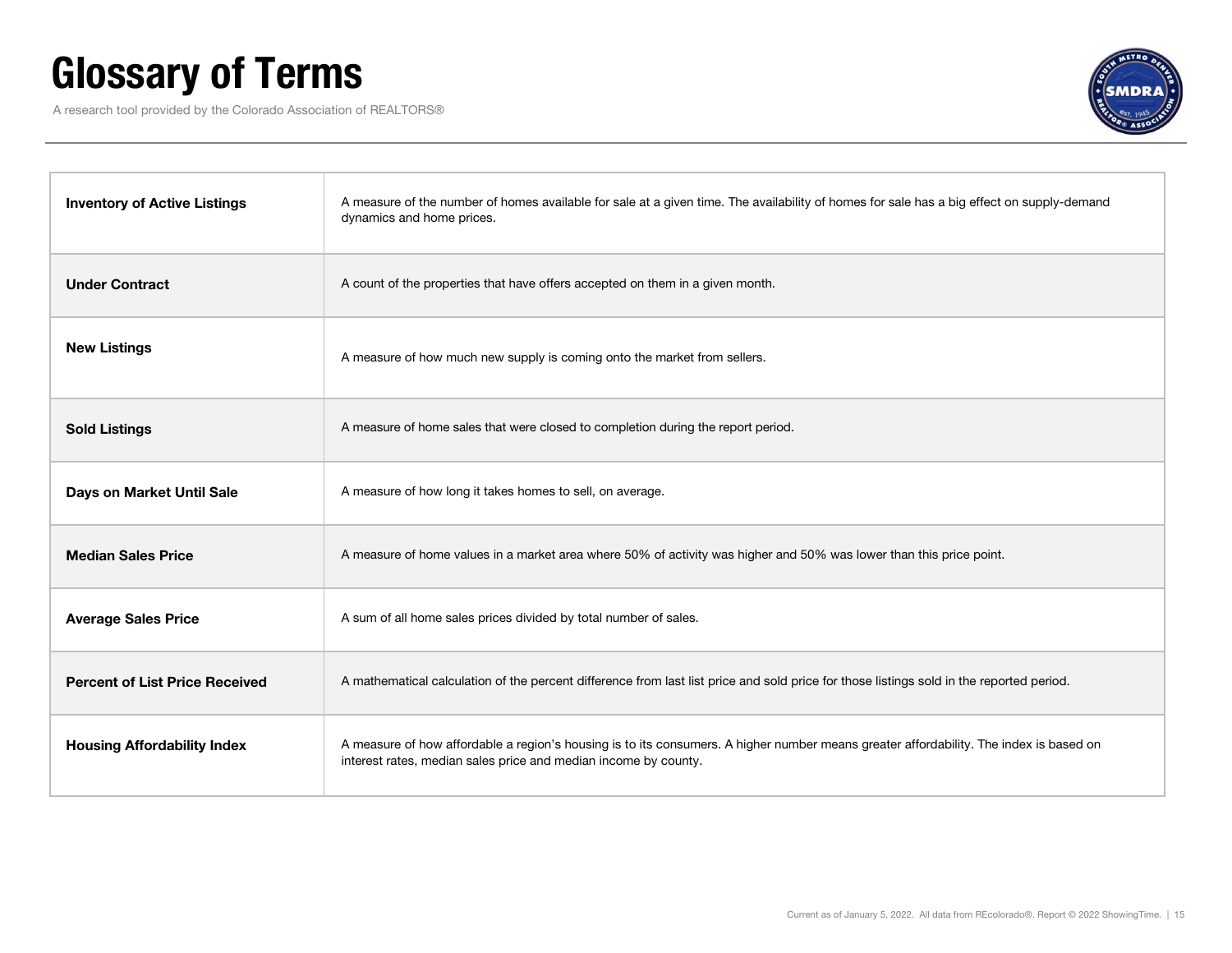# Glossary of Terms

A research tool provided by the Colorado Association of REALTORS®

| Term | Definition |
| --- | --- |
| **Inventory of Active Listings** | A measure of the number of homes available for sale at a given time. The availability of homes for sale has a big effect on supply-demand dynamics and home prices. |
| **Under Contract** | A count of the properties that have offers accepted on them in a given month. |
| **New Listings** | A measure of how much new supply is coming onto the market from sellers. |
| **Sold Listings** | A measure of home sales that were closed to completion during the report period. |
| **Days on Market Until Sale** | A measure of how long it takes homes to sell, on average. |
| **Median Sales Price** | A measure of home values in a market area where 50% of activity was higher and 50% was lower than this price point. |
| **Average Sales Price** | A sum of all home sales prices divided by total number of sales. |
| **Percent of List Price Received** | A mathematical calculation of the percent difference from last list price and sold price for those listings sold in the reported period. |
| **Housing Affordability Index** | A measure of how affordable a region's housing is to its consumers. A higher number means greater affordability. The index is based on interest rates, median sales price and median income by county. |

Current as of January 5, 2022. All data from REcolorado®. Report © 2022 ShowingTime.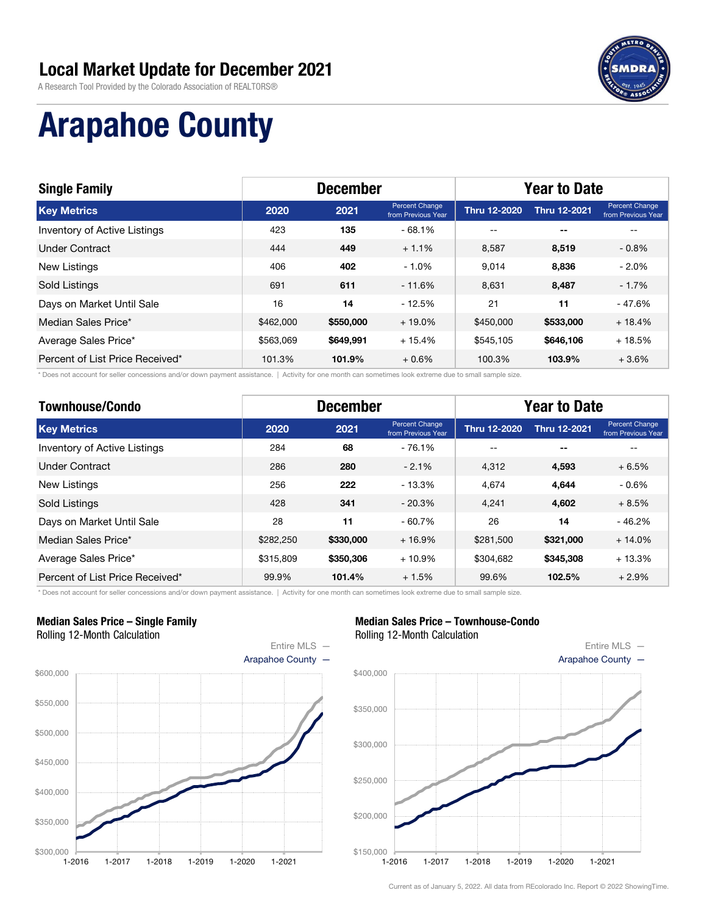# Local Market Update for December 2021

A Research Tool Provided by the Colorado Association of REALTORS®

# Arapahoe County

| Single Family | December | | | Year to Date | | |
|---|---|---|---|---|---|---|
| **Key Metrics** | **2020** | **2021** | Percent Change from Previous Year | **Thru 12-2020** | **Thru 12-2021** | Percent Change from Previous Year |
| Inventory of Active Listings | 423 | **135** | - 68.1% | -- | -- | -- |
| Under Contract | 444 | **449** | + 1.1% | 8,587 | **8,519** | - 0.8% |
| New Listings | 406 | **402** | - 1.0% | 9,014 | **8,836** | - 2.0% |
| Sold Listings | 691 | **611** | - 11.6% | 8,631 | **8,487** | - 1.7% |
| Days on Market Until Sale | 16 | **14** | - 12.5% | 21 | **11** | - 47.6% |
| Median Sales Price* | $462,000 | **$550,000** | + 19.0% | $450,000 | **$533,000** | + 18.4% |
| Average Sales Price* | $563,069 | **$649,991** | + 15.4% | $545,105 | **$646,106** | + 18.5% |
| Percent of List Price Received* | 101.3% | **101.9%** | + 0.6% | 100.3% | **103.9%** | + 3.6% |

* Does not account for seller concessions and/or down payment assistance. | Activity for one month can sometimes look extreme due to small sample size.

| Townhouse/Condo | December | | | Year to Date | | |
|---|---|---|---|---|---|---|
| **Key Metrics** | **2020** | **2021** | Percent Change from Previous Year | **Thru 12-2020** | **Thru 12-2021** | Percent Change from Previous Year |
| Inventory of Active Listings | 284 | **68** | - 76.1% | -- | -- | -- |
| Under Contract | 286 | **280** | - 2.1% | 4,312 | **4,593** | + 6.5% |
| New Listings | 256 | **222** | - 13.3% | 4,674 | **4,644** | - 0.6% |
| Sold Listings | 428 | **341** | - 20.3% | 4,241 | **4,602** | + 8.5% |
| Days on Market Until Sale | 28 | **11** | - 60.7% | 26 | **14** | - 46.2% |
| Median Sales Price* | $282,250 | **$330,000** | + 16.9% | $281,500 | **$321,000** | + 14.0% |
| Average Sales Price* | $315,809 | **$350,306** | + 10.9% | $304,682 | **$345,308** | + 13.3% |
| Percent of List Price Received* | 99.9% | **101.4%** | + 1.5% | 99.6% | **102.5%** | + 2.9% |

* Does not account for seller concessions and/or down payment assistance. | Activity for one month can sometimes look extreme due to small sample size.

**Median Sales Price – Single Family**
Rolling 12-Month Calculation

Entire MLS —
Arapahoe County —

**Median Sales Price – Townhouse-Condo**
Rolling 12-Month Calculation

Entire MLS —
Arapahoe County —

Current as of January 5, 2022. All data from REcolorado Inc. Report © 2022 ShowingTime.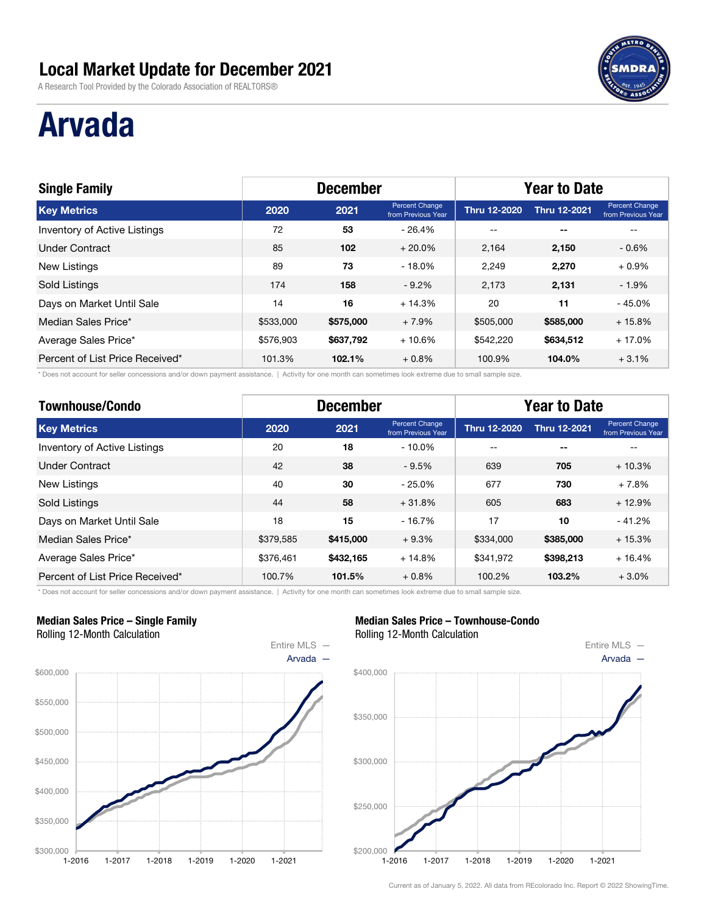# Local Market Update for December 2021

A Research Tool Provided by the Colorado Association of REALTORS®

# Arvada

| Single Family | December | | | Year to Date | | |
|---|---|---|---|---|---|---|
| **Key Metrics** | **2020** | **2021** | **Percent Change from Previous Year** | **Thru 12-2020** | **Thru 12-2021** | **Percent Change from Previous Year** |
| Inventory of Active Listings | 72 | **53** | - 26.4% | -- | -- | -- |
| Under Contract | 85 | **102** | + 20.0% | 2,164 | **2,150** | - 0.6% |
| New Listings | 89 | **73** | - 18.0% | 2,249 | **2,270** | + 0.9% |
| Sold Listings | 174 | **158** | - 9.2% | 2,173 | **2,131** | - 1.9% |
| Days on Market Until Sale | 14 | **16** | + 14.3% | 20 | **11** | - 45.0% |
| Median Sales Price* | $533,000 | **$575,000** | + 7.9% | $505,000 | **$585,000** | + 15.8% |
| Average Sales Price* | $576,903 | **$637,792** | + 10.6% | $542,220 | **$634,512** | + 17.0% |
| Percent of List Price Received* | 101.3% | **102.1%** | + 0.8% | 100.9% | **104.0%** | + 3.1% |

\* Does not account for seller concessions and/or down payment assistance. | Activity for one month can sometimes look extreme due to small sample size.

| Townhouse/Condo | December | | | Year to Date | | |
|---|---|---|---|---|---|---|
| **Key Metrics** | **2020** | **2021** | **Percent Change from Previous Year** | **Thru 12-2020** | **Thru 12-2021** | **Percent Change from Previous Year** |
| Inventory of Active Listings | 20 | **18** | - 10.0% | -- | -- | -- |
| Under Contract | 42 | **38** | - 9.5% | 639 | **705** | + 10.3% |
| New Listings | 40 | **30** | - 25.0% | 677 | **730** | + 7.8% |
| Sold Listings | 44 | **58** | + 31.8% | 605 | **683** | + 12.9% |
| Days on Market Until Sale | 18 | **15** | - 16.7% | 17 | **10** | - 41.2% |
| Median Sales Price* | $379,585 | **$415,000** | + 9.3% | $334,000 | **$385,000** | + 15.3% |
| Average Sales Price* | $376,461 | **$432,165** | + 14.8% | $341,972 | **$398,213** | + 16.4% |
| Percent of List Price Received* | 100.7% | **101.5%** | + 0.8% | 100.2% | **103.2%** | + 3.0% |

\* Does not account for seller concessions and/or down payment assistance. | Activity for one month can sometimes look extreme due to small sample size.

**Median Sales Price – Single Family**
Rolling 12-Month Calculation

Entire MLS —
Arvada —

**Median Sales Price – Townhouse-Condo**
Rolling 12-Month Calculation

Entire MLS —
Arvada —

Current as of January 5, 2022. All data from REcolorado Inc. Report © 2022 ShowingTime.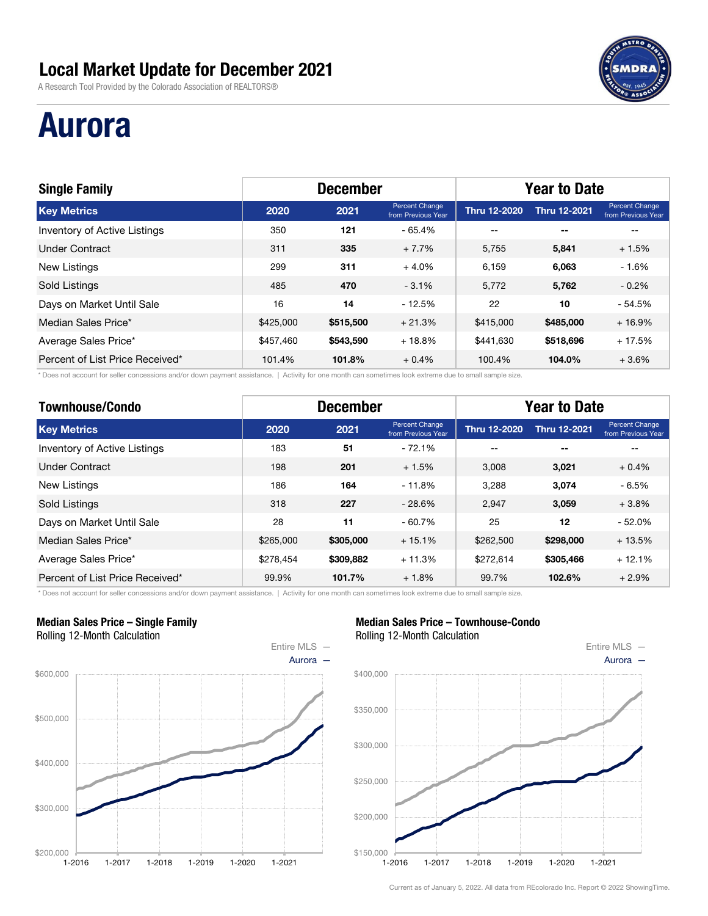# Local Market Update for December 2021

A Research Tool Provided by the Colorado Association of REALTORS®

# Aurora

| Single Family | December | | | Year to Date | | |
|---|---|---|---|---|---|---|
| **Key Metrics** | **2020** | **2021** | **Percent Change from Previous Year** | **Thru 12-2020** | **Thru 12-2021** | **Percent Change from Previous Year** |
| Inventory of Active Listings | 350 | **121** | - 65.4% | -- | **--** | -- |
| Under Contract | 311 | **335** | + 7.7% | 5,755 | **5,841** | + 1.5% |
| New Listings | 299 | **311** | + 4.0% | 6,159 | **6,063** | - 1.6% |
| Sold Listings | 485 | **470** | - 3.1% | 5,772 | **5,762** | - 0.2% |
| Days on Market Until Sale | 16 | **14** | - 12.5% | 22 | **10** | - 54.5% |
| Median Sales Price* | $425,000 | **$515,500** | + 21.3% | $415,000 | **$485,000** | + 16.9% |
| Average Sales Price* | $457,460 | **$543,590** | + 18.8% | $441,630 | **$518,696** | + 17.5% |
| Percent of List Price Received* | 101.4% | **101.8%** | + 0.4% | 100.4% | **104.0%** | + 3.6% |

\* Does not account for seller concessions and/or down payment assistance. | Activity for one month can sometimes look extreme due to small sample size.

| Townhouse/Condo | December | | | Year to Date | | |
|---|---|---|---|---|---|---|
| **Key Metrics** | **2020** | **2021** | **Percent Change from Previous Year** | **Thru 12-2020** | **Thru 12-2021** | **Percent Change from Previous Year** |
| Inventory of Active Listings | 183 | **51** | - 72.1% | -- | **--** | -- |
| Under Contract | 198 | **201** | + 1.5% | 3,008 | **3,021** | + 0.4% |
| New Listings | 186 | **164** | - 11.8% | 3,288 | **3,074** | - 6.5% |
| Sold Listings | 318 | **227** | - 28.6% | 2,947 | **3,059** | + 3.8% |
| Days on Market Until Sale | 28 | **11** | - 60.7% | 25 | **12** | - 52.0% |
| Median Sales Price* | $265,000 | **$305,000** | + 15.1% | $262,500 | **$298,000** | + 13.5% |
| Average Sales Price* | $278,454 | **$309,882** | + 11.3% | $272,614 | **$305,466** | + 12.1% |
| Percent of List Price Received* | 99.9% | **101.7%** | + 1.8% | 99.7% | **102.6%** | + 2.9% |

\* Does not account for seller concessions and/or down payment assistance. | Activity for one month can sometimes look extreme due to small sample size.

**Median Sales Price – Single Family**
Rolling 12-Month Calculation

**Median Sales Price – Townhouse-Condo**
Rolling 12-Month Calculation

Current as of January 5, 2022. All data from REcolorado Inc. Report © 2022 ShowingTime.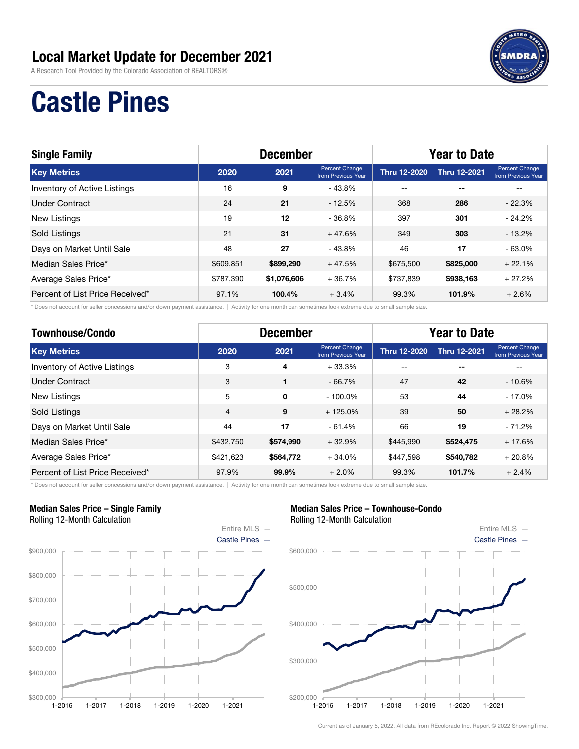# Local Market Update for December 2021

A Research Tool Provided by the Colorado Association of REALTORS®

# Castle Pines

| Single Family | December | | | Year to Date | | |
|---|---|---|---|---|---|---|
| **Key Metrics** | **2020** | **2021** | **Percent Change from Previous Year** | **Thru 12-2020** | **Thru 12-2021** | **Percent Change from Previous Year** |
| Inventory of Active Listings | 16 | **9** | - 43.8% | -- | **--** | -- |
| Under Contract | 24 | **21** | - 12.5% | 368 | **286** | - 22.3% |
| New Listings | 19 | **12** | - 36.8% | 397 | **301** | - 24.2% |
| Sold Listings | 21 | **31** | + 47.6% | 349 | **303** | - 13.2% |
| Days on Market Until Sale | 48 | **27** | - 43.8% | 46 | **17** | - 63.0% |
| Median Sales Price* | $609,851 | **$899,290** | + 47.5% | $675,500 | **$825,000** | + 22.1% |
| Average Sales Price* | $787,390 | **$1,076,606** | + 36.7% | $737,839 | **$938,163** | + 27.2% |
| Percent of List Price Received* | 97.1% | **100.4%** | + 3.4% | 99.3% | **101.9%** | + 2.6% |

\* Does not account for seller concessions and/or down payment assistance. | Activity for one month can sometimes look extreme due to small sample size.

| Townhouse/Condo | December | | | Year to Date | | |
|---|---|---|---|---|---|---|
| **Key Metrics** | **2020** | **2021** | **Percent Change from Previous Year** | **Thru 12-2020** | **Thru 12-2021** | **Percent Change from Previous Year** |
| Inventory of Active Listings | 3 | **4** | + 33.3% | -- | **--** | -- |
| Under Contract | 3 | **1** | - 66.7% | 47 | **42** | - 10.6% |
| New Listings | 5 | **0** | - 100.0% | 53 | **44** | - 17.0% |
| Sold Listings | 4 | **9** | + 125.0% | 39 | **50** | + 28.2% |
| Days on Market Until Sale | 44 | **17** | - 61.4% | 66 | **19** | - 71.2% |
| Median Sales Price* | $432,750 | **$574,990** | + 32.9% | $445,990 | **$524,475** | + 17.6% |
| Average Sales Price* | $421,623 | **$564,772** | + 34.0% | $447,598 | **$540,782** | + 20.8% |
| Percent of List Price Received* | 97.9% | **99.9%** | + 2.0% | 99.3% | **101.7%** | + 2.4% |

\* Does not account for seller concessions and/or down payment assistance. | Activity for one month can sometimes look extreme due to small sample size.

**Median Sales Price – Single Family**
Rolling 12-Month Calculation

Entire MLS —
Castle Pines —

**Median Sales Price – Townhouse-Condo**
Rolling 12-Month Calculation

Entire MLS —
Castle Pines —

Current as of January 5, 2022. All data from REcolorado Inc. Report © 2022 ShowingTime.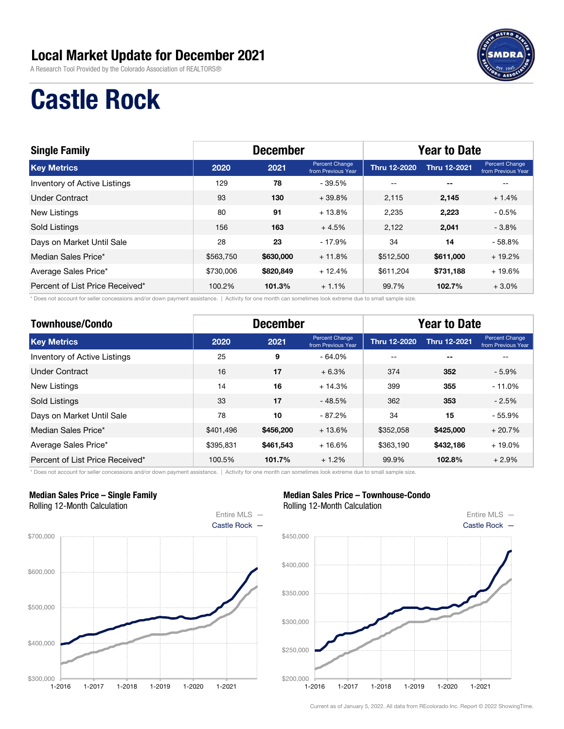# Local Market Update for December 2021

A Research Tool Provided by the Colorado Association of REALTORS®

# Castle Rock

| Single Family | December | | | Year to Date | | |
|---|---|---|---|---|---|---|
| Key Metrics | 2020 | 2021 | Percent Change from Previous Year | Thru 12-2020 | Thru 12-2021 | Percent Change from Previous Year |
| Inventory of Active Listings | 129 | **78** | - 39.5% | -- | -- | -- |
| Under Contract | 93 | **130** | + 39.8% | 2,115 | **2,145** | + 1.4% |
| New Listings | 80 | **91** | + 13.8% | 2,235 | **2,223** | - 0.5% |
| Sold Listings | 156 | **163** | + 4.5% | 2,122 | **2,041** | - 3.8% |
| Days on Market Until Sale | 28 | **23** | - 17.9% | 34 | **14** | - 58.8% |
| Median Sales Price* | $563,750 | **$630,000** | + 11.8% | $512,500 | **$611,000** | + 19.2% |
| Average Sales Price* | $730,006 | **$820,849** | + 12.4% | $611,204 | **$731,188** | + 19.6% |
| Percent of List Price Received* | 100.2% | **101.3%** | + 1.1% | 99.7% | **102.7%** | + 3.0% |

\* Does not account for seller concessions and/or down payment assistance. | Activity for one month can sometimes look extreme due to small sample size.

| Townhouse/Condo | December | | | Year to Date | | |
|---|---|---|---|---|---|---|
| Key Metrics | 2020 | 2021 | Percent Change from Previous Year | Thru 12-2020 | Thru 12-2021 | Percent Change from Previous Year |
| Inventory of Active Listings | 25 | **9** | - 64.0% | -- | -- | -- |
| Under Contract | 16 | **17** | + 6.3% | 374 | **352** | - 5.9% |
| New Listings | 14 | **16** | + 14.3% | 399 | **355** | - 11.0% |
| Sold Listings | 33 | **17** | - 48.5% | 362 | **353** | - 2.5% |
| Days on Market Until Sale | 78 | **10** | - 87.2% | 34 | **15** | - 55.9% |
| Median Sales Price* | $401,496 | **$456,200** | + 13.6% | $352,058 | **$425,000** | + 20.7% |
| Average Sales Price* | $395,831 | **$461,543** | + 16.6% | $363,190 | **$432,186** | + 19.0% |
| Percent of List Price Received* | 100.5% | **101.7%** | + 1.2% | 99.9% | **102.8%** | + 2.9% |

\* Does not account for seller concessions and/or down payment assistance. | Activity for one month can sometimes look extreme due to small sample size.

**Median Sales Price – Single Family**
Rolling 12-Month Calculation

**Median Sales Price – Townhouse-Condo**
Rolling 12-Month Calculation

Current as of January 5, 2022. All data from REcolorado Inc. Report © 2022 ShowingTime.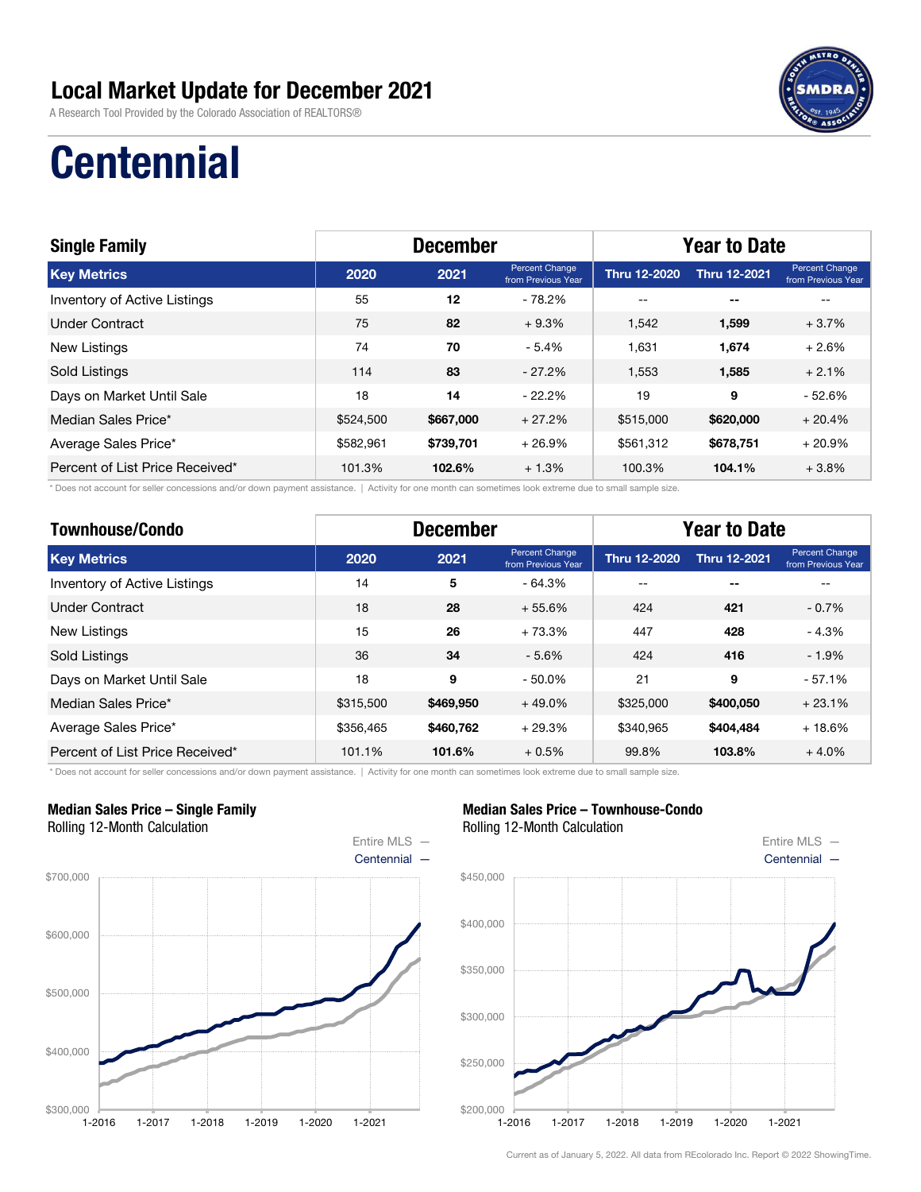# Local Market Update for December 2021

A Research Tool Provided by the Colorado Association of REALTORS®

# Centennial

| Single Family | December | | | Year to Date | | |
|---|---|---|---|---|---|---|
| **Key Metrics** | **2020** | **2021** | **Percent Change from Previous Year** | **Thru 12-2020** | **Thru 12-2021** | **Percent Change from Previous Year** |
| Inventory of Active Listings | 55 | **12** | - 78.2% | -- | **--** | -- |
| Under Contract | 75 | **82** | + 9.3% | 1,542 | **1,599** | + 3.7% |
| New Listings | 74 | **70** | - 5.4% | 1,631 | **1,674** | + 2.6% |
| Sold Listings | 114 | **83** | - 27.2% | 1,553 | **1,585** | + 2.1% |
| Days on Market Until Sale | 18 | **14** | - 22.2% | 19 | **9** | - 52.6% |
| Median Sales Price* | $524,500 | **$667,000** | + 27.2% | $515,000 | **$620,000** | + 20.4% |
| Average Sales Price* | $582,961 | **$739,701** | + 26.9% | $561,312 | **$678,751** | + 20.9% |
| Percent of List Price Received* | 101.3% | **102.6%** | + 1.3% | 100.3% | **104.1%** | + 3.8% |

* Does not account for seller concessions and/or down payment assistance. | Activity for one month can sometimes look extreme due to small sample size.

| Townhouse/Condo | December | | | Year to Date | | |
|---|---|---|---|---|---|---|
| **Key Metrics** | **2020** | **2021** | **Percent Change from Previous Year** | **Thru 12-2020** | **Thru 12-2021** | **Percent Change from Previous Year** |
| Inventory of Active Listings | 14 | **5** | - 64.3% | -- | **--** | -- |
| Under Contract | 18 | **28** | + 55.6% | 424 | **421** | - 0.7% |
| New Listings | 15 | **26** | + 73.3% | 447 | **428** | - 4.3% |
| Sold Listings | 36 | **34** | - 5.6% | 424 | **416** | - 1.9% |
| Days on Market Until Sale | 18 | **9** | - 50.0% | 21 | **9** | - 57.1% |
| Median Sales Price* | $315,500 | **$469,950** | + 49.0% | $325,000 | **$400,050** | + 23.1% |
| Average Sales Price* | $356,465 | **$460,762** | + 29.3% | $340,965 | **$404,484** | + 18.6% |
| Percent of List Price Received* | 101.1% | **101.6%** | + 0.5% | 99.8% | **103.8%** | + 4.0% |

* Does not account for seller concessions and/or down payment assistance. | Activity for one month can sometimes look extreme due to small sample size.

### Median Sales Price – Single Family

Rolling 12-Month Calculation

Entire MLS —
Centennial —

### Median Sales Price – Townhouse-Condo

Rolling 12-Month Calculation

Entire MLS —
Centennial —

Current as of January 5, 2022. All data from REcolorado Inc. Report © 2022 ShowingTime.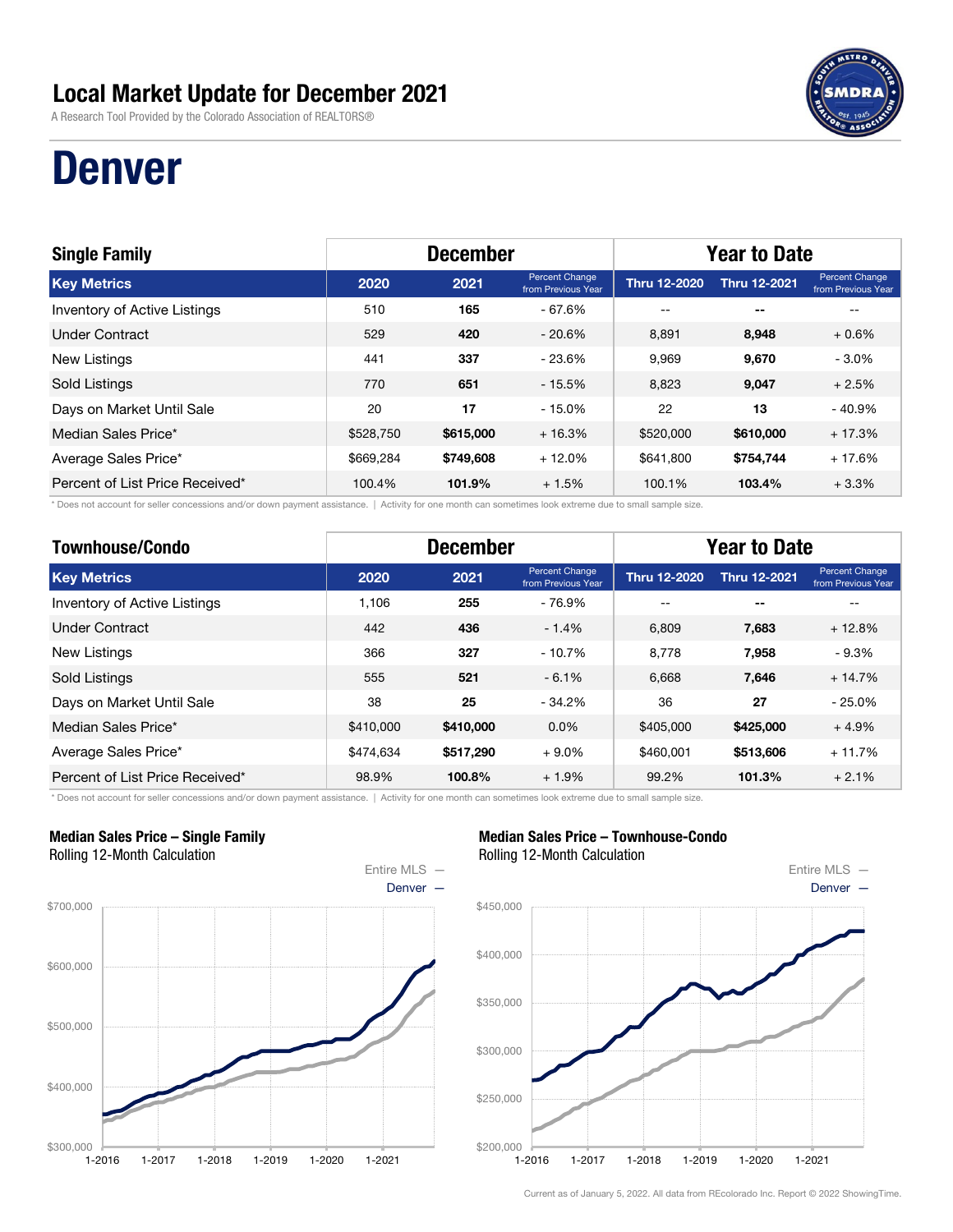# Local Market Update for December 2021

A Research Tool Provided by the Colorado Association of REALTORS®

# Denver

| Single Family | December | | | Year to Date | | |
|---|---|---|---|---|---|---|
| **Key Metrics** | **2020** | **2021** | **Percent Change from Previous Year** | **Thru 12-2020** | **Thru 12-2021** | **Percent Change from Previous Year** |
| Inventory of Active Listings | 510 | **165** | - 67.6% | -- | **--** | -- |
| Under Contract | 529 | **420** | - 20.6% | 8,891 | **8,948** | + 0.6% |
| New Listings | 441 | **337** | - 23.6% | 9,969 | **9,670** | - 3.0% |
| Sold Listings | 770 | **651** | - 15.5% | 8,823 | **9,047** | + 2.5% |
| Days on Market Until Sale | 20 | **17** | - 15.0% | 22 | **13** | - 40.9% |
| Median Sales Price* | $528,750 | **$615,000** | + 16.3% | $520,000 | **$610,000** | + 17.3% |
| Average Sales Price* | $669,284 | **$749,608** | + 12.0% | $641,800 | **$754,744** | + 17.6% |
| Percent of List Price Received* | 100.4% | **101.9%** | + 1.5% | 100.1% | **103.4%** | + 3.3% |

\* Does not account for seller concessions and/or down payment assistance. | Activity for one month can sometimes look extreme due to small sample size.

| Townhouse/Condo | December | | | Year to Date | | |
|---|---|---|---|---|---|---|
| **Key Metrics** | **2020** | **2021** | **Percent Change from Previous Year** | **Thru 12-2020** | **Thru 12-2021** | **Percent Change from Previous Year** |
| Inventory of Active Listings | 1,106 | **255** | - 76.9% | -- | **--** | -- |
| Under Contract | 442 | **436** | - 1.4% | 6,809 | **7,683** | + 12.8% |
| New Listings | 366 | **327** | - 10.7% | 8,778 | **7,958** | - 9.3% |
| Sold Listings | 555 | **521** | - 6.1% | 6,668 | **7,646** | + 14.7% |
| Days on Market Until Sale | 38 | **25** | - 34.2% | 36 | **27** | - 25.0% |
| Median Sales Price* | $410,000 | **$410,000** | 0.0% | $405,000 | **$425,000** | + 4.9% |
| Average Sales Price* | $474,634 | **$517,290** | + 9.0% | $460,001 | **$513,606** | + 11.7% |
| Percent of List Price Received* | 98.9% | **100.8%** | + 1.9% | 99.2% | **101.3%** | + 2.1% |

\* Does not account for seller concessions and/or down payment assistance. | Activity for one month can sometimes look extreme due to small sample size.

**Median Sales Price – Single Family**
Rolling 12-Month Calculation

**Median Sales Price – Townhouse-Condo**
Rolling 12-Month Calculation

Current as of January 5, 2022. All data from REcolorado Inc. Report © 2022 ShowingTime.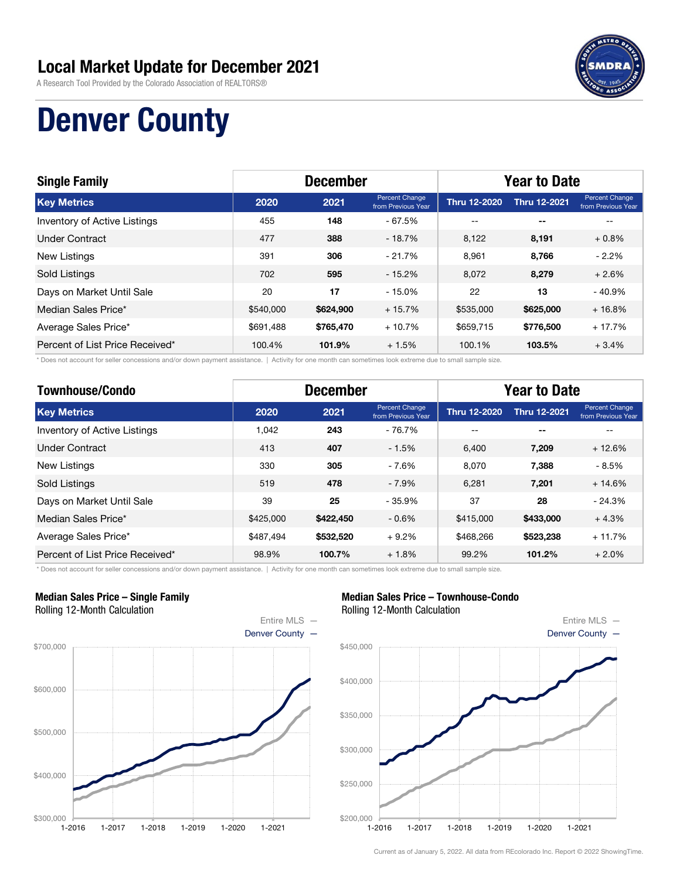# Local Market Update for December 2021

A Research Tool Provided by the Colorado Association of REALTORS®

# Denver County

## Single Family

| Key Metrics | December 2020 | December 2021 | Percent Change from Previous Year | Thru 12-2020 | Thru 12-2021 | Percent Change from Previous Year |
|---|---|---|---|---|---|---|
| Inventory of Active Listings | 455 | **148** | - 67.5% | -- | -- | -- |
| Under Contract | 477 | **388** | - 18.7% | 8,122 | **8,191** | + 0.8% |
| New Listings | 391 | **306** | - 21.7% | 8,961 | **8,766** | - 2.2% |
| Sold Listings | 702 | **595** | - 15.2% | 8,072 | **8,279** | + 2.6% |
| Days on Market Until Sale | 20 | **17** | - 15.0% | 22 | **13** | - 40.9% |
| Median Sales Price* | $540,000 | **$624,900** | + 15.7% | $535,000 | **$625,000** | + 16.8% |
| Average Sales Price* | $691,488 | **$765,470** | + 10.7% | $659,715 | **$776,500** | + 17.7% |
| Percent of List Price Received* | 100.4% | **101.9%** | + 1.5% | 100.1% | **103.5%** | + 3.4% |

* Does not account for seller concessions and/or down payment assistance. | Activity for one month can sometimes look extreme due to small sample size.

## Townhouse/Condo

| Key Metrics | December 2020 | December 2021 | Percent Change from Previous Year | Thru 12-2020 | Thru 12-2021 | Percent Change from Previous Year |
|---|---|---|---|---|---|---|
| Inventory of Active Listings | 1,042 | **243** | - 76.7% | -- | -- | -- |
| Under Contract | 413 | **407** | - 1.5% | 6,400 | **7,209** | + 12.6% |
| New Listings | 330 | **305** | - 7.6% | 8,070 | **7,388** | - 8.5% |
| Sold Listings | 519 | **478** | - 7.9% | 6,281 | **7,201** | + 14.6% |
| Days on Market Until Sale | 39 | **25** | - 35.9% | 37 | **28** | - 24.3% |
| Median Sales Price* | $425,000 | **$422,450** | - 0.6% | $415,000 | **$433,000** | + 4.3% |
| Average Sales Price* | $487,494 | **$532,520** | + 9.2% | $468,266 | **$523,238** | + 11.7% |
| Percent of List Price Received* | 98.9% | **100.7%** | + 1.8% | 99.2% | **101.2%** | + 2.0% |

* Does not account for seller concessions and/or down payment assistance. | Activity for one month can sometimes look extreme due to small sample size.

**Median Sales Price – Single Family**
Rolling 12-Month Calculation

Entire MLS —
Denver County —

**Median Sales Price – Townhouse-Condo**
Rolling 12-Month Calculation

Entire MLS —
Denver County —

Current as of January 5, 2022. All data from REcolorado Inc. Report © 2022 ShowingTime.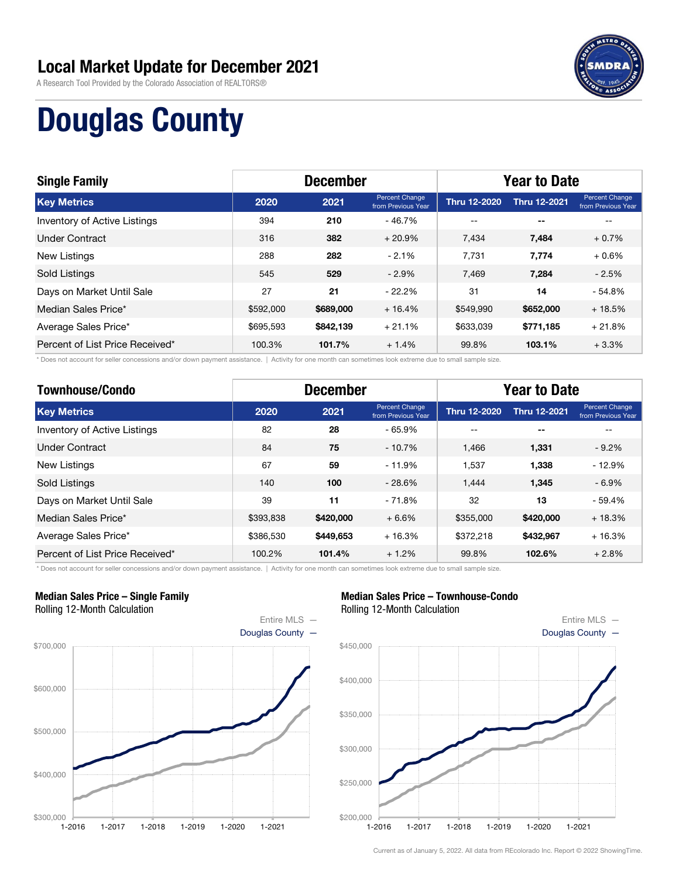## Local Market Update for December 2021

A Research Tool Provided by the Colorado Association of REALTORS®

# Douglas County

| Single Family | December | | | Year to Date | | |
|---|---|---|---|---|---|---|
| **Key Metrics** | **2020** | **2021** | **Percent Change from Previous Year** | **Thru 12-2020** | **Thru 12-2021** | **Percent Change from Previous Year** |
| Inventory of Active Listings | 394 | **210** | - 46.7% | -- | -- | -- |
| Under Contract | 316 | **382** | + 20.9% | 7,434 | **7,484** | + 0.7% |
| New Listings | 288 | **282** | - 2.1% | 7,731 | **7,774** | + 0.6% |
| Sold Listings | 545 | **529** | - 2.9% | 7,469 | **7,284** | - 2.5% |
| Days on Market Until Sale | 27 | **21** | - 22.2% | 31 | **14** | - 54.8% |
| Median Sales Price* | $592,000 | **$689,000** | + 16.4% | $549,990 | **$652,000** | + 18.5% |
| Average Sales Price* | $695,593 | **$842,139** | + 21.1% | $633,039 | **$771,185** | + 21.8% |
| Percent of List Price Received* | 100.3% | **101.7%** | + 1.4% | 99.8% | **103.1%** | + 3.3% |

\* Does not account for seller concessions and/or down payment assistance. | Activity for one month can sometimes look extreme due to small sample size.

| Townhouse/Condo | December | | | Year to Date | | |
|---|---|---|---|---|---|---|
| **Key Metrics** | **2020** | **2021** | **Percent Change from Previous Year** | **Thru 12-2020** | **Thru 12-2021** | **Percent Change from Previous Year** |
| Inventory of Active Listings | 82 | **28** | - 65.9% | -- | -- | -- |
| Under Contract | 84 | **75** | - 10.7% | 1,466 | **1,331** | - 9.2% |
| New Listings | 67 | **59** | - 11.9% | 1,537 | **1,338** | - 12.9% |
| Sold Listings | 140 | **100** | - 28.6% | 1,444 | **1,345** | - 6.9% |
| Days on Market Until Sale | 39 | **11** | - 71.8% | 32 | **13** | - 59.4% |
| Median Sales Price* | $393,838 | **$420,000** | + 6.6% | $355,000 | **$420,000** | + 18.3% |
| Average Sales Price* | $386,530 | **$449,653** | + 16.3% | $372,218 | **$432,967** | + 16.3% |
| Percent of List Price Received* | 100.2% | **101.4%** | + 1.2% | 99.8% | **102.6%** | + 2.8% |

\* Does not account for seller concessions and/or down payment assistance. | Activity for one month can sometimes look extreme due to small sample size.

**Median Sales Price – Single Family**
Rolling 12-Month Calculation

Entire MLS —
Douglas County —

**Median Sales Price – Townhouse-Condo**
Rolling 12-Month Calculation

Entire MLS —
Douglas County —

Current as of January 5, 2022. All data from REcolorado Inc. Report © 2022 ShowingTime.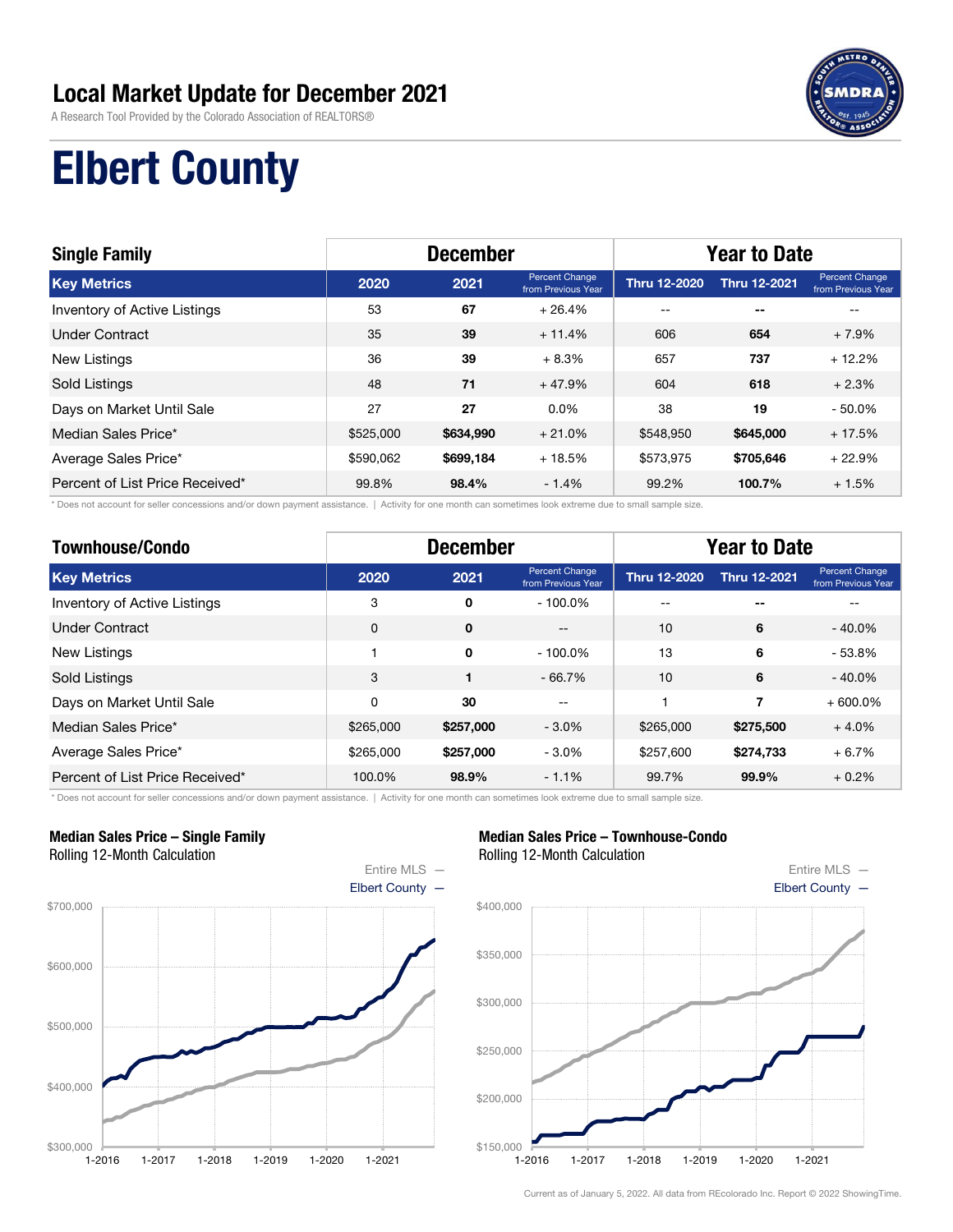# Local Market Update for December 2021

A Research Tool Provided by the Colorado Association of REALTORS®

# Elbert County

| Single Family | December | | | Year to Date | | |
|---|---|---|---|---|---|---|
| **Key Metrics** | **2020** | **2021** | **Percent Change from Previous Year** | **Thru 12-2020** | **Thru 12-2021** | **Percent Change from Previous Year** |
| Inventory of Active Listings | 53 | **67** | + 26.4% | -- | **--** | -- |
| Under Contract | 35 | **39** | + 11.4% | 606 | **654** | + 7.9% |
| New Listings | 36 | **39** | + 8.3% | 657 | **737** | + 12.2% |
| Sold Listings | 48 | **71** | + 47.9% | 604 | **618** | + 2.3% |
| Days on Market Until Sale | 27 | **27** | 0.0% | 38 | **19** | - 50.0% |
| Median Sales Price* | $525,000 | **$634,990** | + 21.0% | $548,950 | **$645,000** | + 17.5% |
| Average Sales Price* | $590,062 | **$699,184** | + 18.5% | $573,975 | **$705,646** | + 22.9% |
| Percent of List Price Received* | 99.8% | **98.4%** | - 1.4% | 99.2% | **100.7%** | + 1.5% |

\* Does not account for seller concessions and/or down payment assistance. | Activity for one month can sometimes look extreme due to small sample size.

| Townhouse/Condo | December | | | Year to Date | | |
|---|---|---|---|---|---|---|
| **Key Metrics** | **2020** | **2021** | **Percent Change from Previous Year** | **Thru 12-2020** | **Thru 12-2021** | **Percent Change from Previous Year** |
| Inventory of Active Listings | 3 | **0** | - 100.0% | -- | **--** | -- |
| Under Contract | 0 | **0** | -- | 10 | **6** | - 40.0% |
| New Listings | 1 | **0** | - 100.0% | 13 | **6** | - 53.8% |
| Sold Listings | 3 | **1** | - 66.7% | 10 | **6** | - 40.0% |
| Days on Market Until Sale | 0 | **30** | -- | 1 | **7** | + 600.0% |
| Median Sales Price* | $265,000 | **$257,000** | - 3.0% | $265,000 | **$275,500** | + 4.0% |
| Average Sales Price* | $265,000 | **$257,000** | - 3.0% | $257,600 | **$274,733** | + 6.7% |
| Percent of List Price Received* | 100.0% | **98.9%** | - 1.1% | 99.7% | **99.9%** | + 0.2% |

\* Does not account for seller concessions and/or down payment assistance. | Activity for one month can sometimes look extreme due to small sample size.

**Median Sales Price – Single Family**
Rolling 12-Month Calculation

Entire MLS —
Elbert County —

**Median Sales Price – Townhouse-Condo**
Rolling 12-Month Calculation

Entire MLS —
Elbert County —

Current as of January 5, 2022. All data from REcolorado Inc. Report © 2022 ShowingTime.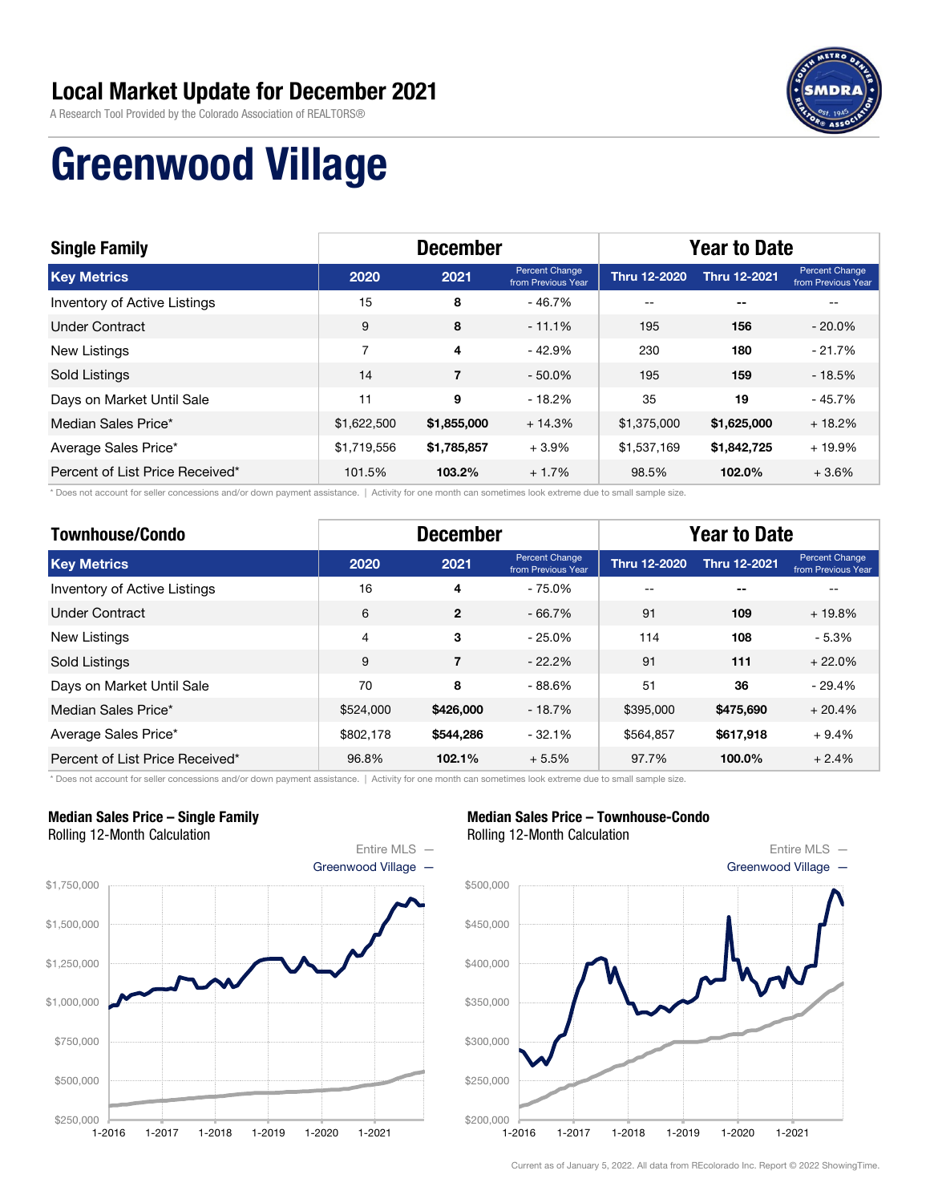# Local Market Update for December 2021

A Research Tool Provided by the Colorado Association of REALTORS®

# Greenwood Village

| Single Family | December | | | Year to Date | | |
|---|---|---|---|---|---|---|
| **Key Metrics** | **2020** | **2021** | **Percent Change from Previous Year** | **Thru 12-2020** | **Thru 12-2021** | **Percent Change from Previous Year** |
| Inventory of Active Listings | 15 | **8** | - 46.7% | -- | **--** | -- |
| Under Contract | 9 | **8** | - 11.1% | 195 | **156** | - 20.0% |
| New Listings | 7 | **4** | - 42.9% | 230 | **180** | - 21.7% |
| Sold Listings | 14 | **7** | - 50.0% | 195 | **159** | - 18.5% |
| Days on Market Until Sale | 11 | **9** | - 18.2% | 35 | **19** | - 45.7% |
| Median Sales Price* | $1,622,500 | **$1,855,000** | + 14.3% | $1,375,000 | **$1,625,000** | + 18.2% |
| Average Sales Price* | $1,719,556 | **$1,785,857** | + 3.9% | $1,537,169 | **$1,842,725** | + 19.9% |
| Percent of List Price Received* | 101.5% | **103.2%** | + 1.7% | 98.5% | **102.0%** | + 3.6% |

* Does not account for seller concessions and/or down payment assistance. | Activity for one month can sometimes look extreme due to small sample size.

| Townhouse/Condo | December | | | Year to Date | | |
|---|---|---|---|---|---|---|
| **Key Metrics** | **2020** | **2021** | **Percent Change from Previous Year** | **Thru 12-2020** | **Thru 12-2021** | **Percent Change from Previous Year** |
| Inventory of Active Listings | 16 | **4** | - 75.0% | -- | **--** | -- |
| Under Contract | 6 | **2** | - 66.7% | 91 | **109** | + 19.8% |
| New Listings | 4 | **3** | - 25.0% | 114 | **108** | - 5.3% |
| Sold Listings | 9 | **7** | - 22.2% | 91 | **111** | + 22.0% |
| Days on Market Until Sale | 70 | **8** | - 88.6% | 51 | **36** | - 29.4% |
| Median Sales Price* | $524,000 | **$426,000** | - 18.7% | $395,000 | **$475,690** | + 20.4% |
| Average Sales Price* | $802,178 | **$544,286** | - 32.1% | $564,857 | **$617,918** | + 9.4% |
| Percent of List Price Received* | 96.8% | **102.1%** | + 5.5% | 97.7% | **100.0%** | + 2.4% |

* Does not account for seller concessions and/or down payment assistance. | Activity for one month can sometimes look extreme due to small sample size.

**Median Sales Price – Single Family**
Rolling 12-Month Calculation

**Median Sales Price – Townhouse-Condo**
Rolling 12-Month Calculation

Current as of January 5, 2022. All data from REcolorado Inc. Report © 2022 ShowingTime.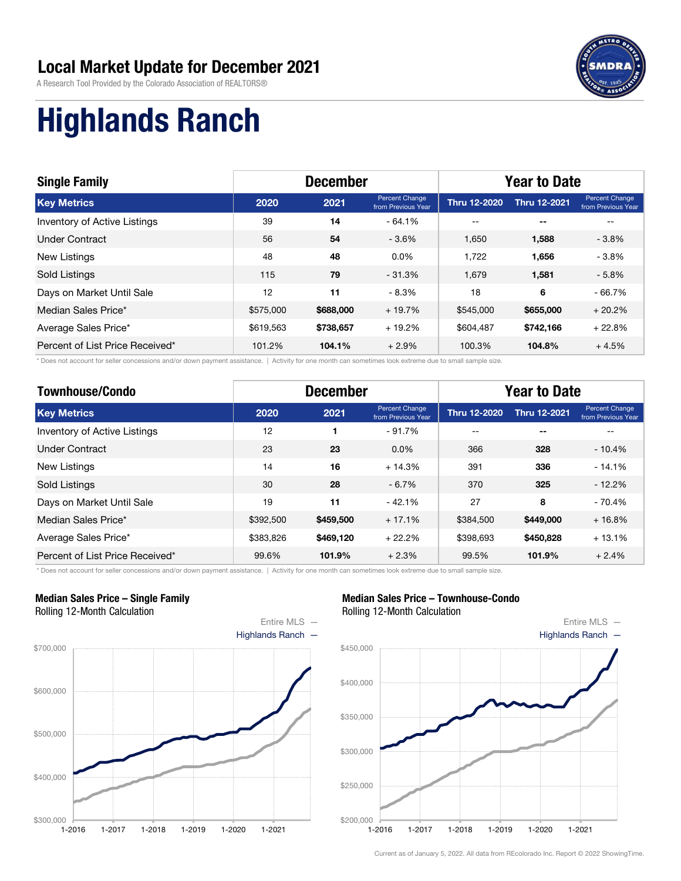## Local Market Update for December 2021

A Research Tool Provided by the Colorado Association of REALTORS®

# Highlands Ranch

| Single Family | December | | | Year to Date | | |
|---|---|---|---|---|---|---|
| **Key Metrics** | **2020** | **2021** | **Percent Change from Previous Year** | **Thru 12-2020** | **Thru 12-2021** | **Percent Change from Previous Year** |
| Inventory of Active Listings | 39 | **14** | - 64.1% | -- | -- | -- |
| Under Contract | 56 | **54** | - 3.6% | 1,650 | **1,588** | - 3.8% |
| New Listings | 48 | **48** | 0.0% | 1,722 | **1,656** | - 3.8% |
| Sold Listings | 115 | **79** | - 31.3% | 1,679 | **1,581** | - 5.8% |
| Days on Market Until Sale | 12 | **11** | - 8.3% | 18 | **6** | - 66.7% |
| Median Sales Price* | $575,000 | **$688,000** | + 19.7% | $545,000 | **$655,000** | + 20.2% |
| Average Sales Price* | $619,563 | **$738,657** | + 19.2% | $604,487 | **$742,166** | + 22.8% |
| Percent of List Price Received* | 101.2% | **104.1%** | + 2.9% | 100.3% | **104.8%** | + 4.5% |

\* Does not account for seller concessions and/or down payment assistance. | Activity for one month can sometimes look extreme due to small sample size.

| Townhouse/Condo | December | | | Year to Date | | |
|---|---|---|---|---|---|---|
| **Key Metrics** | **2020** | **2021** | **Percent Change from Previous Year** | **Thru 12-2020** | **Thru 12-2021** | **Percent Change from Previous Year** |
| Inventory of Active Listings | 12 | **1** | - 91.7% | -- | -- | -- |
| Under Contract | 23 | **23** | 0.0% | 366 | **328** | - 10.4% |
| New Listings | 14 | **16** | + 14.3% | 391 | **336** | - 14.1% |
| Sold Listings | 30 | **28** | - 6.7% | 370 | **325** | - 12.2% |
| Days on Market Until Sale | 19 | **11** | - 42.1% | 27 | **8** | - 70.4% |
| Median Sales Price* | $392,500 | **$459,500** | + 17.1% | $384,500 | **$449,000** | + 16.8% |
| Average Sales Price* | $383,826 | **$469,120** | + 22.2% | $398,693 | **$450,828** | + 13.1% |
| Percent of List Price Received* | 99.6% | **101.9%** | + 2.3% | 99.5% | **101.9%** | + 2.4% |

\* Does not account for seller concessions and/or down payment assistance. | Activity for one month can sometimes look extreme due to small sample size.

**Median Sales Price – Single Family**
Rolling 12-Month Calculation

**Median Sales Price – Townhouse-Condo**
Rolling 12-Month Calculation

Current as of January 5, 2022. All data from REcolorado Inc. Report © 2022 ShowingTime.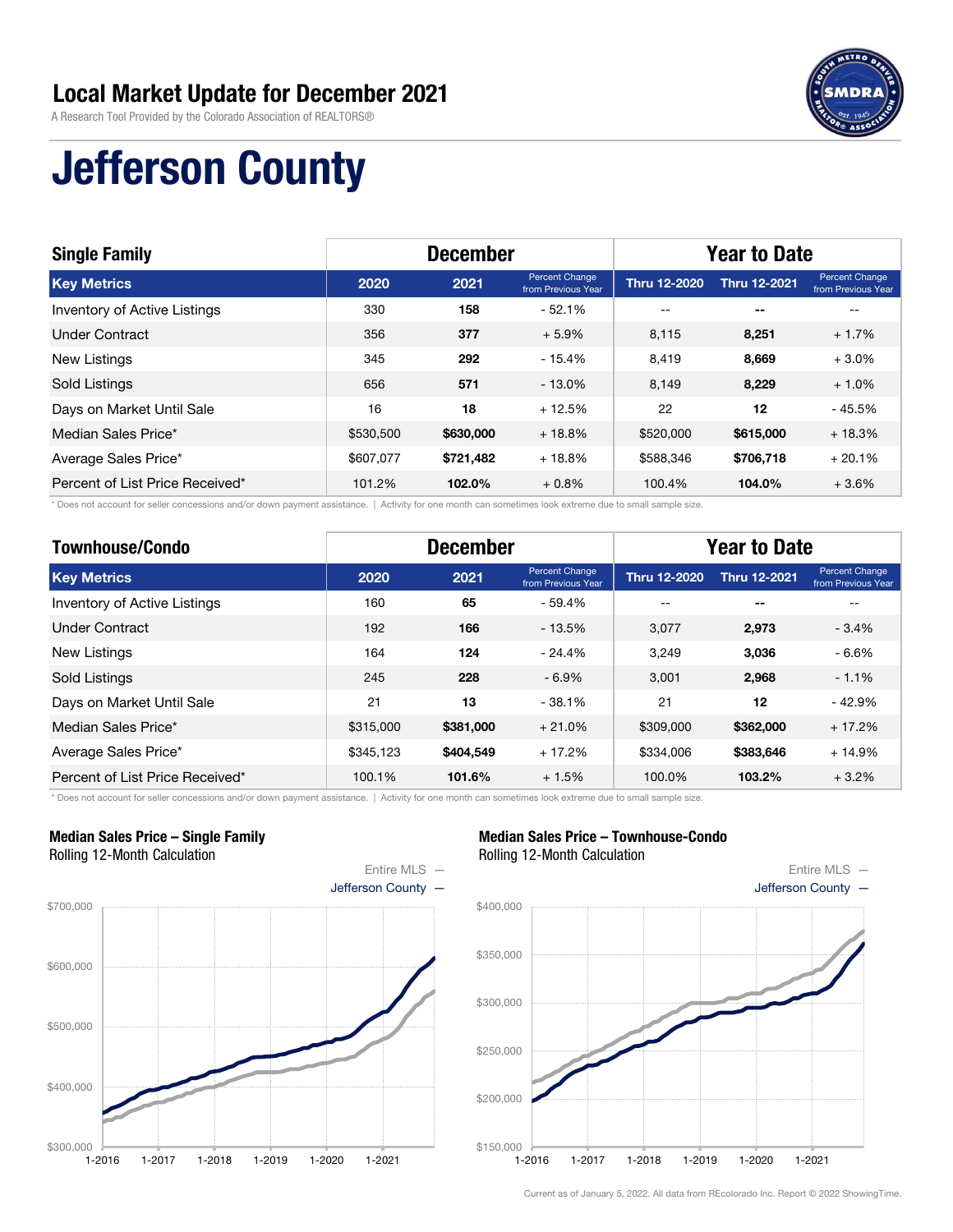# Local Market Update for December 2021

A Research Tool Provided by the Colorado Association of REALTORS®

# Jefferson County

| Single Family | December | | | Year to Date | | |
|---|---|---|---|---|---|---|
| **Key Metrics** | **2020** | **2021** | **Percent Change from Previous Year** | **Thru 12-2020** | **Thru 12-2021** | **Percent Change from Previous Year** |
| Inventory of Active Listings | 330 | **158** | - 52.1% | -- | **--** | -- |
| Under Contract | 356 | **377** | + 5.9% | 8,115 | **8,251** | + 1.7% |
| New Listings | 345 | **292** | - 15.4% | 8,419 | **8,669** | + 3.0% |
| Sold Listings | 656 | **571** | - 13.0% | 8,149 | **8,229** | + 1.0% |
| Days on Market Until Sale | 16 | **18** | + 12.5% | 22 | **12** | - 45.5% |
| Median Sales Price* | $530,500 | **$630,000** | + 18.8% | $520,000 | **$615,000** | + 18.3% |
| Average Sales Price* | $607,077 | **$721,482** | + 18.8% | $588,346 | **$706,718** | + 20.1% |
| Percent of List Price Received* | 101.2% | **102.0%** | + 0.8% | 100.4% | **104.0%** | + 3.6% |

\* Does not account for seller concessions and/or down payment assistance. | Activity for one month can sometimes look extreme due to small sample size.

| Townhouse/Condo | December | | | Year to Date | | |
|---|---|---|---|---|---|---|
| **Key Metrics** | **2020** | **2021** | **Percent Change from Previous Year** | **Thru 12-2020** | **Thru 12-2021** | **Percent Change from Previous Year** |
| Inventory of Active Listings | 160 | **65** | - 59.4% | -- | **--** | -- |
| Under Contract | 192 | **166** | - 13.5% | 3,077 | **2,973** | - 3.4% |
| New Listings | 164 | **124** | - 24.4% | 3,249 | **3,036** | - 6.6% |
| Sold Listings | 245 | **228** | - 6.9% | 3,001 | **2,968** | - 1.1% |
| Days on Market Until Sale | 21 | **13** | - 38.1% | 21 | **12** | - 42.9% |
| Median Sales Price* | $315,000 | **$381,000** | + 21.0% | $309,000 | **$362,000** | + 17.2% |
| Average Sales Price* | $345,123 | **$404,549** | + 17.2% | $334,006 | **$383,646** | + 14.9% |
| Percent of List Price Received* | 100.1% | **101.6%** | + 1.5% | 100.0% | **103.2%** | + 3.2% |

\* Does not account for seller concessions and/or down payment assistance. | Activity for one month can sometimes look extreme due to small sample size.

**Median Sales Price – Single Family**
Rolling 12-Month Calculation

Entire MLS —
Jefferson County —

**Median Sales Price – Townhouse-Condo**
Rolling 12-Month Calculation

Entire MLS —
Jefferson County —

Current as of January 5, 2022. All data from REcolorado Inc. Report © 2022 ShowingTime.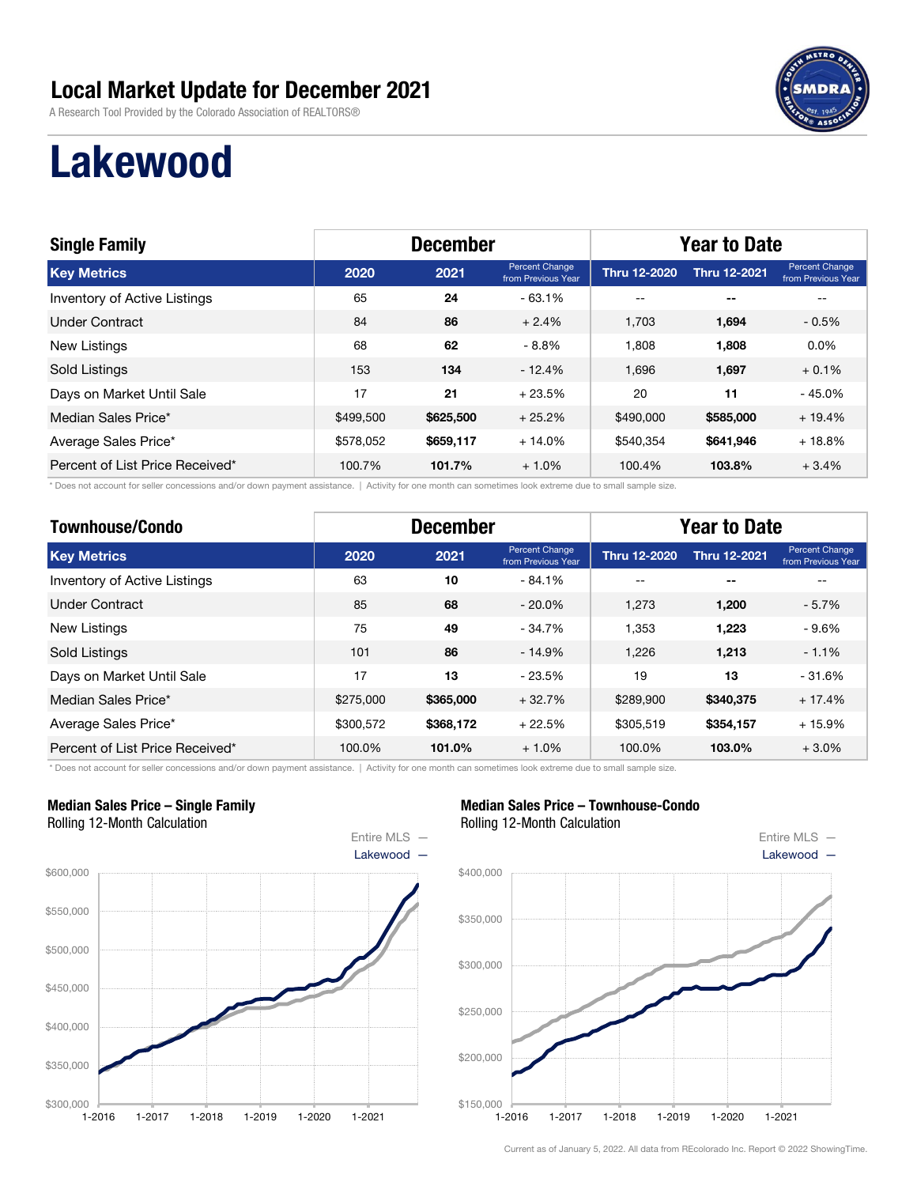# Local Market Update for December 2021

A Research Tool Provided by the Colorado Association of REALTORS®

# Lakewood

| Single Family | December | | | Year to Date | | |
|---|---|---|---|---|---|---|
| **Key Metrics** | **2020** | **2021** | **Percent Change from Previous Year** | **Thru 12-2020** | **Thru 12-2021** | **Percent Change from Previous Year** |
| Inventory of Active Listings | 65 | **24** | - 63.1% | -- | -- | -- |
| Under Contract | 84 | **86** | + 2.4% | 1,703 | **1,694** | - 0.5% |
| New Listings | 68 | **62** | - 8.8% | 1,808 | **1,808** | 0.0% |
| Sold Listings | 153 | **134** | - 12.4% | 1,696 | **1,697** | + 0.1% |
| Days on Market Until Sale | 17 | **21** | + 23.5% | 20 | **11** | - 45.0% |
| Median Sales Price* | $499,500 | **$625,500** | + 25.2% | $490,000 | **$585,000** | + 19.4% |
| Average Sales Price* | $578,052 | **$659,117** | + 14.0% | $540,354 | **$641,946** | + 18.8% |
| Percent of List Price Received* | 100.7% | **101.7%** | + 1.0% | 100.4% | **103.8%** | + 3.4% |

\* Does not account for seller concessions and/or down payment assistance. | Activity for one month can sometimes look extreme due to small sample size.

| Townhouse/Condo | December | | | Year to Date | | |
|---|---|---|---|---|---|---|
| **Key Metrics** | **2020** | **2021** | **Percent Change from Previous Year** | **Thru 12-2020** | **Thru 12-2021** | **Percent Change from Previous Year** |
| Inventory of Active Listings | 63 | **10** | - 84.1% | -- | -- | -- |
| Under Contract | 85 | **68** | - 20.0% | 1,273 | **1,200** | - 5.7% |
| New Listings | 75 | **49** | - 34.7% | 1,353 | **1,223** | - 9.6% |
| Sold Listings | 101 | **86** | - 14.9% | 1,226 | **1,213** | - 1.1% |
| Days on Market Until Sale | 17 | **13** | - 23.5% | 19 | **13** | - 31.6% |
| Median Sales Price* | $275,000 | **$365,000** | + 32.7% | $289,900 | **$340,375** | + 17.4% |
| Average Sales Price* | $300,572 | **$368,172** | + 22.5% | $305,519 | **$354,157** | + 15.9% |
| Percent of List Price Received* | 100.0% | **101.0%** | + 1.0% | 100.0% | **103.0%** | + 3.0% |

\* Does not account for seller concessions and/or down payment assistance. | Activity for one month can sometimes look extreme due to small sample size.

**Median Sales Price – Single Family**
Rolling 12-Month Calculation

**Median Sales Price – Townhouse-Condo**
Rolling 12-Month Calculation

Current as of January 5, 2022. All data from REcolorado Inc. Report © 2022 ShowingTime.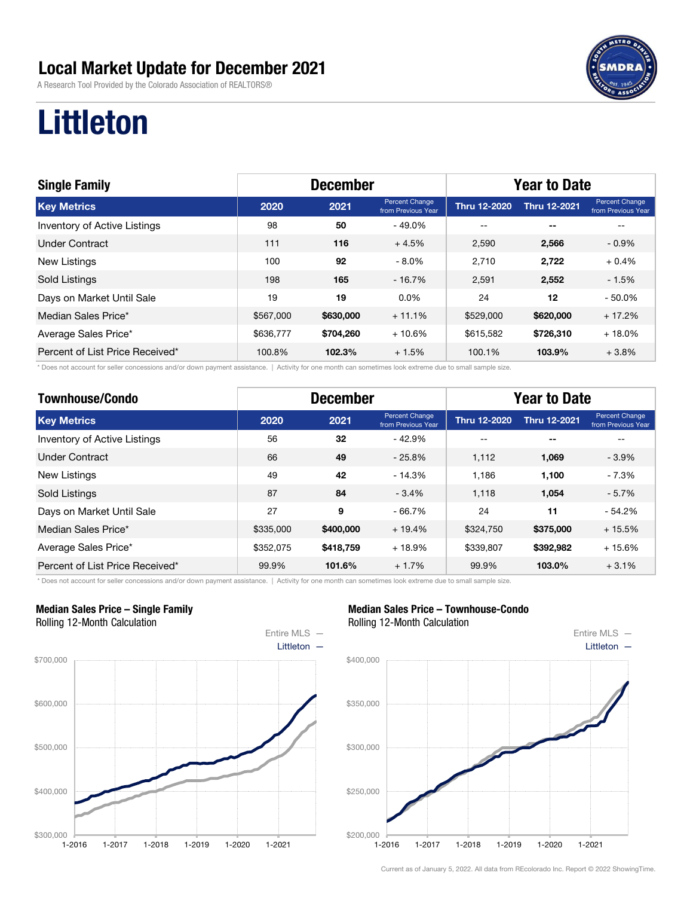# Local Market Update for December 2021

A Research Tool Provided by the Colorado Association of REALTORS®

# Littleton

| Single Family | December | | | Year to Date | | |
|---|---|---|---|---|---|---|
| **Key Metrics** | **2020** | **2021** | **Percent Change from Previous Year** | **Thru 12-2020** | **Thru 12-2021** | **Percent Change from Previous Year** |
| Inventory of Active Listings | 98 | **50** | - 49.0% | -- | -- | -- |
| Under Contract | 111 | **116** | + 4.5% | 2,590 | **2,566** | - 0.9% |
| New Listings | 100 | **92** | - 8.0% | 2,710 | **2,722** | + 0.4% |
| Sold Listings | 198 | **165** | - 16.7% | 2,591 | **2,552** | - 1.5% |
| Days on Market Until Sale | 19 | **19** | 0.0% | 24 | **12** | - 50.0% |
| Median Sales Price* | $567,000 | **$630,000** | + 11.1% | $529,000 | **$620,000** | + 17.2% |
| Average Sales Price* | $636,777 | **$704,260** | + 10.6% | $615,582 | **$726,310** | + 18.0% |
| Percent of List Price Received* | 100.8% | **102.3%** | + 1.5% | 100.1% | **103.9%** | + 3.8% |

\* Does not account for seller concessions and/or down payment assistance. | Activity for one month can sometimes look extreme due to small sample size.

| Townhouse/Condo | December | | | Year to Date | | |
|---|---|---|---|---|---|---|
| **Key Metrics** | **2020** | **2021** | **Percent Change from Previous Year** | **Thru 12-2020** | **Thru 12-2021** | **Percent Change from Previous Year** |
| Inventory of Active Listings | 56 | **32** | - 42.9% | -- | -- | -- |
| Under Contract | 66 | **49** | - 25.8% | 1,112 | **1,069** | - 3.9% |
| New Listings | 49 | **42** | - 14.3% | 1,186 | **1,100** | - 7.3% |
| Sold Listings | 87 | **84** | - 3.4% | 1,118 | **1,054** | - 5.7% |
| Days on Market Until Sale | 27 | **9** | - 66.7% | 24 | **11** | - 54.2% |
| Median Sales Price* | $335,000 | **$400,000** | + 19.4% | $324,750 | **$375,000** | + 15.5% |
| Average Sales Price* | $352,075 | **$418,759** | + 18.9% | $339,807 | **$392,982** | + 15.6% |
| Percent of List Price Received* | 99.9% | **101.6%** | + 1.7% | 99.9% | **103.0%** | + 3.1% |

\* Does not account for seller concessions and/or down payment assistance. | Activity for one month can sometimes look extreme due to small sample size.

**Median Sales Price – Single Family**
Rolling 12-Month Calculation

**Median Sales Price – Townhouse-Condo**
Rolling 12-Month Calculation

Current as of January 5, 2022. All data from REcolorado Inc. Report © 2022 ShowingTime.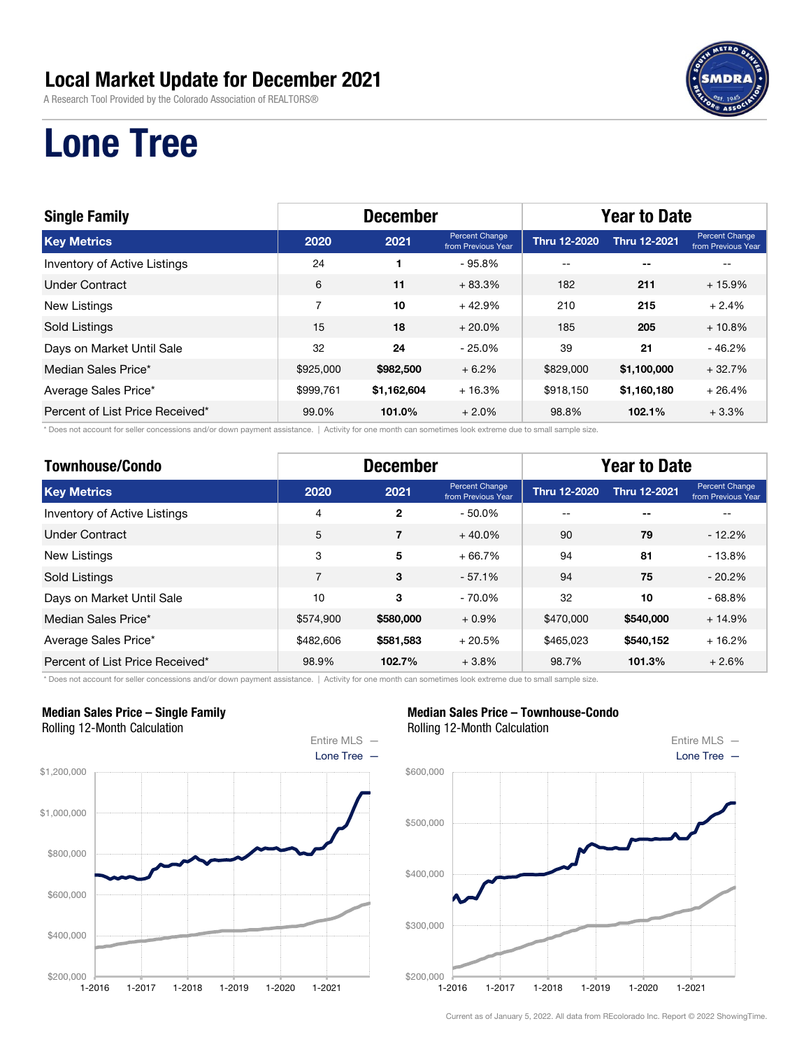# Local Market Update for December 2021

A Research Tool Provided by the Colorado Association of REALTORS®

# Lone Tree

| Single Family | December | | | Year to Date | | |
|---|---|---|---|---|---|---|
| Key Metrics | 2020 | 2021 | Percent Change from Previous Year | Thru 12-2020 | Thru 12-2021 | Percent Change from Previous Year |
| Inventory of Active Listings | 24 | **1** | - 95.8% | -- | **--** | -- |
| Under Contract | 6 | **11** | + 83.3% | 182 | **211** | + 15.9% |
| New Listings | 7 | **10** | + 42.9% | 210 | **215** | + 2.4% |
| Sold Listings | 15 | **18** | + 20.0% | 185 | **205** | + 10.8% |
| Days on Market Until Sale | 32 | **24** | - 25.0% | 39 | **21** | - 46.2% |
| Median Sales Price* | $925,000 | **$982,500** | + 6.2% | $829,000 | **$1,100,000** | + 32.7% |
| Average Sales Price* | $999,761 | **$1,162,604** | + 16.3% | $918,150 | **$1,160,180** | + 26.4% |
| Percent of List Price Received* | 99.0% | **101.0%** | + 2.0% | 98.8% | **102.1%** | + 3.3% |

\* Does not account for seller concessions and/or down payment assistance. | Activity for one month can sometimes look extreme due to small sample size.

| Townhouse/Condo | December | | | Year to Date | | |
|---|---|---|---|---|---|---|
| Key Metrics | 2020 | 2021 | Percent Change from Previous Year | Thru 12-2020 | Thru 12-2021 | Percent Change from Previous Year |
| Inventory of Active Listings | 4 | **2** | - 50.0% | -- | **--** | -- |
| Under Contract | 5 | **7** | + 40.0% | 90 | **79** | - 12.2% |
| New Listings | 3 | **5** | + 66.7% | 94 | **81** | - 13.8% |
| Sold Listings | 7 | **3** | - 57.1% | 94 | **75** | - 20.2% |
| Days on Market Until Sale | 10 | **3** | - 70.0% | 32 | **10** | - 68.8% |
| Median Sales Price* | $574,900 | **$580,000** | + 0.9% | $470,000 | **$540,000** | + 14.9% |
| Average Sales Price* | $482,606 | **$581,583** | + 20.5% | $465,023 | **$540,152** | + 16.2% |
| Percent of List Price Received* | 98.9% | **102.7%** | + 3.8% | 98.7% | **101.3%** | + 2.6% |

\* Does not account for seller concessions and/or down payment assistance. | Activity for one month can sometimes look extreme due to small sample size.

**Median Sales Price – Single Family**
Rolling 12-Month Calculation

**Median Sales Price – Townhouse-Condo**
Rolling 12-Month Calculation

Current as of January 5, 2022. All data from REcolorado Inc. Report © 2022 ShowingTime.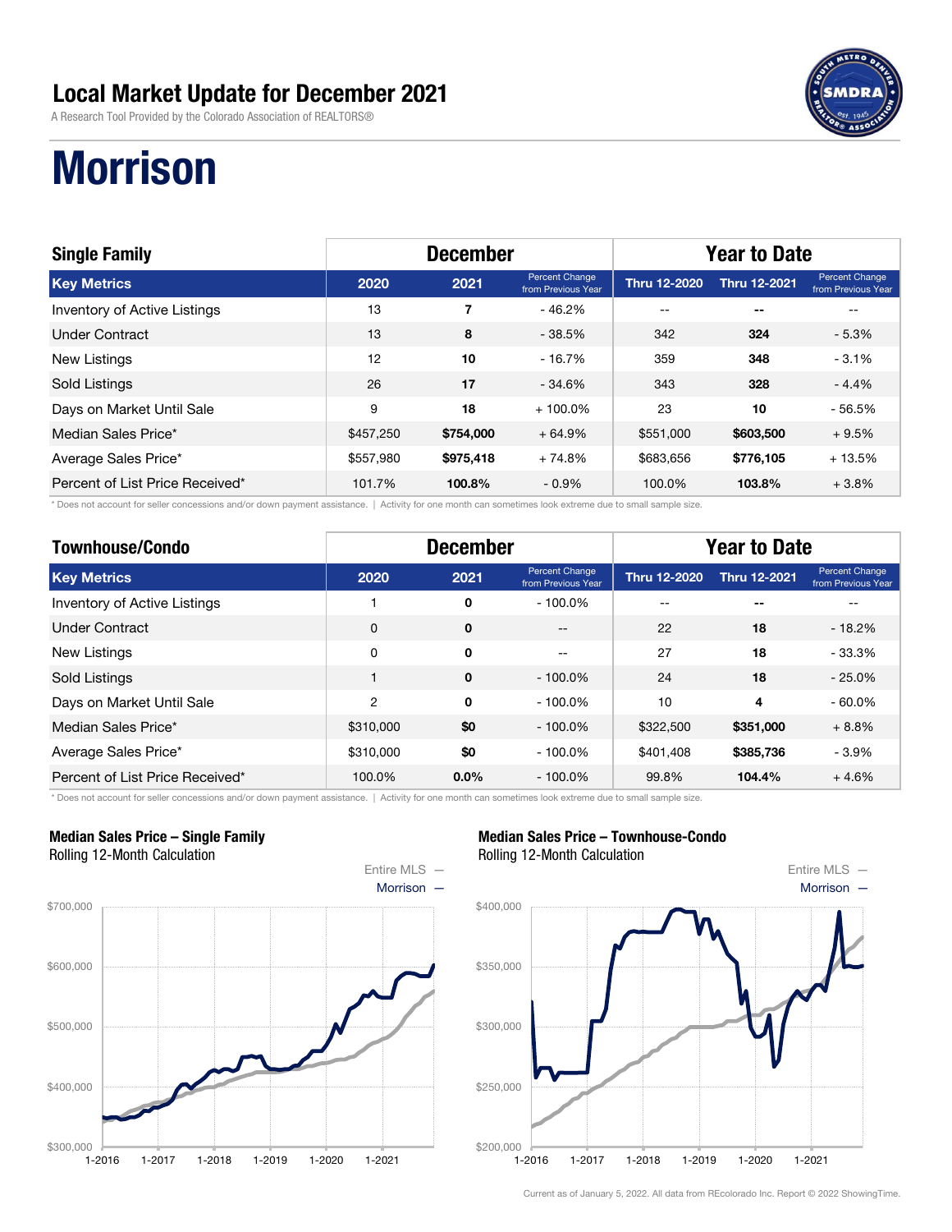# Local Market Update for December 2021

A Research Tool Provided by the Colorado Association of REALTORS®

# Morrison

| Single Family | December | | | Year to Date | | |
|---|---|---|---|---|---|---|
| Key Metrics | 2020 | 2021 | Percent Change from Previous Year | Thru 12-2020 | Thru 12-2021 | Percent Change from Previous Year |
| Inventory of Active Listings | 13 | **7** | - 46.2% | -- | -- | -- |
| Under Contract | 13 | **8** | - 38.5% | 342 | **324** | - 5.3% |
| New Listings | 12 | **10** | - 16.7% | 359 | **348** | - 3.1% |
| Sold Listings | 26 | **17** | - 34.6% | 343 | **328** | - 4.4% |
| Days on Market Until Sale | 9 | **18** | + 100.0% | 23 | **10** | - 56.5% |
| Median Sales Price* | $457,250 | **$754,000** | + 64.9% | $551,000 | **$603,500** | + 9.5% |
| Average Sales Price* | $557,980 | **$975,418** | + 74.8% | $683,656 | **$776,105** | + 13.5% |
| Percent of List Price Received* | 101.7% | **100.8%** | - 0.9% | 100.0% | **103.8%** | + 3.8% |

* Does not account for seller concessions and/or down payment assistance. | Activity for one month can sometimes look extreme due to small sample size.

| Townhouse/Condo | December | | | Year to Date | | |
|---|---|---|---|---|---|---|
| Key Metrics | 2020 | 2021 | Percent Change from Previous Year | Thru 12-2020 | Thru 12-2021 | Percent Change from Previous Year |
| Inventory of Active Listings | 1 | **0** | - 100.0% | -- | -- | -- |
| Under Contract | 0 | **0** | -- | 22 | **18** | - 18.2% |
| New Listings | 0 | **0** | -- | 27 | **18** | - 33.3% |
| Sold Listings | 1 | **0** | - 100.0% | 24 | **18** | - 25.0% |
| Days on Market Until Sale | 2 | **0** | - 100.0% | 10 | **4** | - 60.0% |
| Median Sales Price* | $310,000 | **$0** | - 100.0% | $322,500 | **$351,000** | + 8.8% |
| Average Sales Price* | $310,000 | **$0** | - 100.0% | $401,408 | **$385,736** | - 3.9% |
| Percent of List Price Received* | 100.0% | **0.0%** | - 100.0% | 99.8% | **104.4%** | + 4.6% |

* Does not account for seller concessions and/or down payment assistance. | Activity for one month can sometimes look extreme due to small sample size.

**Median Sales Price – Single Family**
Rolling 12-Month Calculation

**Median Sales Price – Townhouse-Condo**
Rolling 12-Month Calculation

Current as of January 5, 2022. All data from REcolorado Inc. Report © 2022 ShowingTime.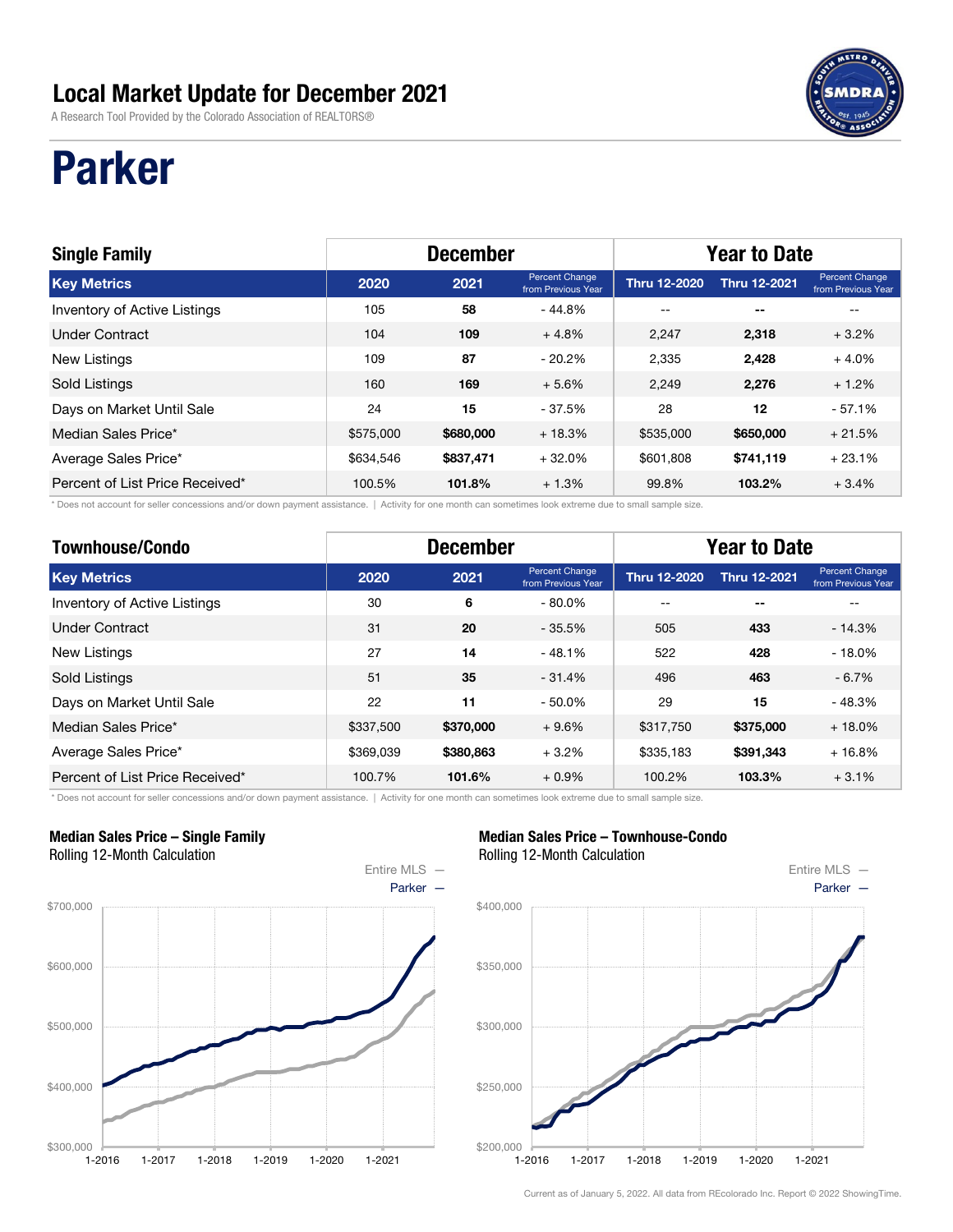# Local Market Update for December 2021

A Research Tool Provided by the Colorado Association of REALTORS®

# Parker

| Single Family | December | | | Year to Date | | |
|---|---|---|---|---|---|---|
| Key Metrics | 2020 | 2021 | Percent Change from Previous Year | Thru 12-2020 | Thru 12-2021 | Percent Change from Previous Year |
| Inventory of Active Listings | 105 | **58** | - 44.8% | -- | -- | -- |
| Under Contract | 104 | **109** | + 4.8% | 2,247 | **2,318** | + 3.2% |
| New Listings | 109 | **87** | - 20.2% | 2,335 | **2,428** | + 4.0% |
| Sold Listings | 160 | **169** | + 5.6% | 2,249 | **2,276** | + 1.2% |
| Days on Market Until Sale | 24 | **15** | - 37.5% | 28 | **12** | - 57.1% |
| Median Sales Price* | $575,000 | **$680,000** | + 18.3% | $535,000 | **$650,000** | + 21.5% |
| Average Sales Price* | $634,546 | **$837,471** | + 32.0% | $601,808 | **$741,119** | + 23.1% |
| Percent of List Price Received* | 100.5% | **101.8%** | + 1.3% | 99.8% | **103.2%** | + 3.4% |

\* Does not account for seller concessions and/or down payment assistance. | Activity for one month can sometimes look extreme due to small sample size.

| Townhouse/Condo | December | | | Year to Date | | |
|---|---|---|---|---|---|---|
| Key Metrics | 2020 | 2021 | Percent Change from Previous Year | Thru 12-2020 | Thru 12-2021 | Percent Change from Previous Year |
| Inventory of Active Listings | 30 | **6** | - 80.0% | -- | -- | -- |
| Under Contract | 31 | **20** | - 35.5% | 505 | **433** | - 14.3% |
| New Listings | 27 | **14** | - 48.1% | 522 | **428** | - 18.0% |
| Sold Listings | 51 | **35** | - 31.4% | 496 | **463** | - 6.7% |
| Days on Market Until Sale | 22 | **11** | - 50.0% | 29 | **15** | - 48.3% |
| Median Sales Price* | $337,500 | **$370,000** | + 9.6% | $317,750 | **$375,000** | + 18.0% |
| Average Sales Price* | $369,039 | **$380,863** | + 3.2% | $335,183 | **$391,343** | + 16.8% |
| Percent of List Price Received* | 100.7% | **101.6%** | + 0.9% | 100.2% | **103.3%** | + 3.1% |

\* Does not account for seller concessions and/or down payment assistance. | Activity for one month can sometimes look extreme due to small sample size.

**Median Sales Price – Single Family**
Rolling 12-Month Calculation

Entire MLS —
Parker —

**Median Sales Price – Townhouse-Condo**
Rolling 12-Month Calculation

Entire MLS —
Parker —

Current as of January 5, 2022. All data from REcolorado Inc. Report © 2022 ShowingTime.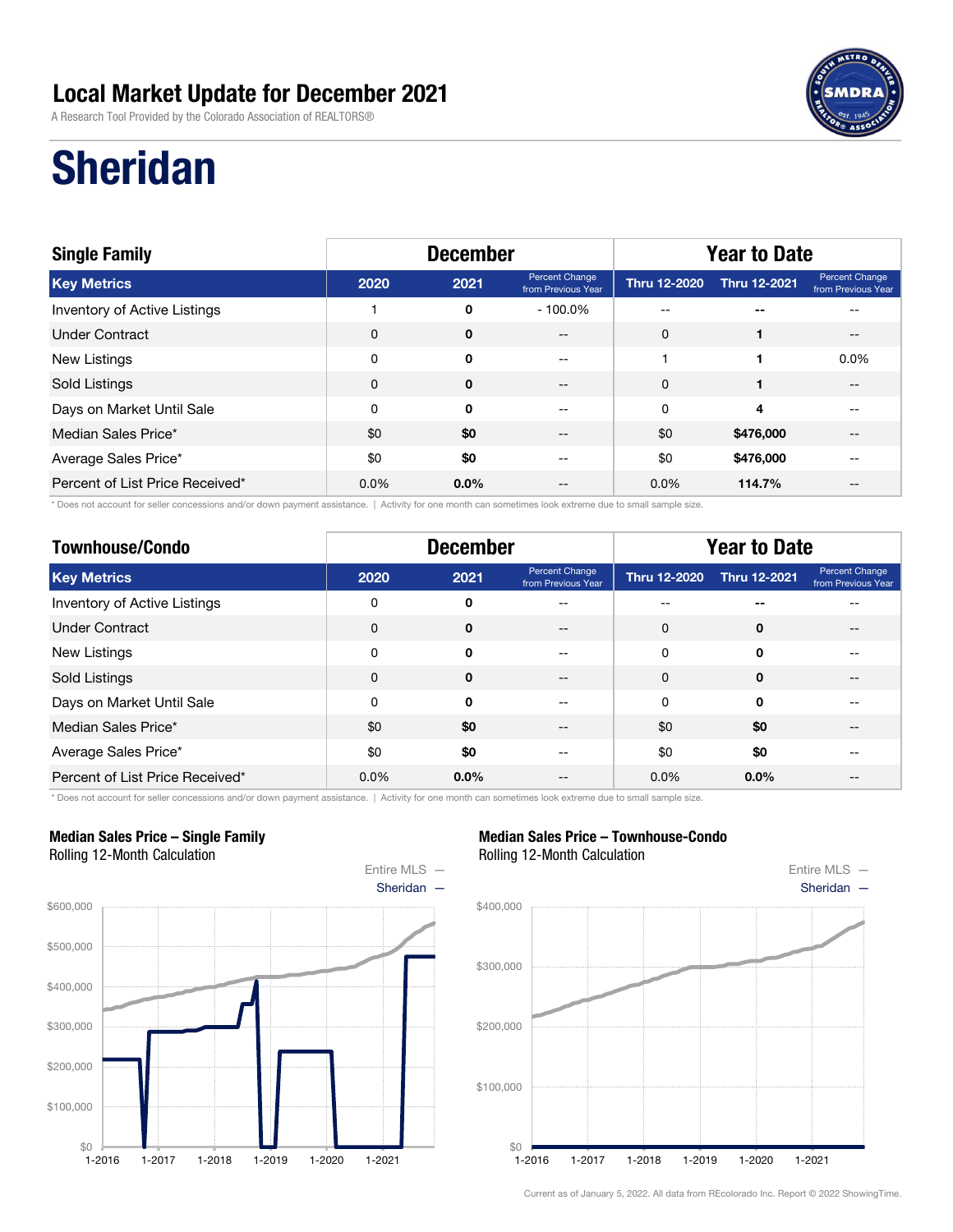# Local Market Update for December 2021

A Research Tool Provided by the Colorado Association of REALTORS®

# Sheridan

| Single Family | December | | | Year to Date | | |
|---|---|---|---|---|---|---|
| Key Metrics | 2020 | 2021 | Percent Change from Previous Year | Thru 12-2020 | Thru 12-2021 | Percent Change from Previous Year |
| Inventory of Active Listings | 1 | **0** | - 100.0% | -- | **--** | -- |
| Under Contract | 0 | **0** | -- | 0 | **1** | -- |
| New Listings | 0 | **0** | -- | 1 | **1** | 0.0% |
| Sold Listings | 0 | **0** | -- | 0 | **1** | -- |
| Days on Market Until Sale | 0 | **0** | -- | 0 | **4** | -- |
| Median Sales Price* | $0 | **$0** | -- | $0 | **$476,000** | -- |
| Average Sales Price* | $0 | **$0** | -- | $0 | **$476,000** | -- |
| Percent of List Price Received* | 0.0% | **0.0%** | -- | 0.0% | **114.7%** | -- |

\* Does not account for seller concessions and/or down payment assistance. | Activity for one month can sometimes look extreme due to small sample size.

| Townhouse/Condo | December | | | Year to Date | | |
|---|---|---|---|---|---|---|
| Key Metrics | 2020 | 2021 | Percent Change from Previous Year | Thru 12-2020 | Thru 12-2021 | Percent Change from Previous Year |
| Inventory of Active Listings | 0 | **0** | -- | -- | **--** | -- |
| Under Contract | 0 | **0** | -- | 0 | **0** | -- |
| New Listings | 0 | **0** | -- | 0 | **0** | -- |
| Sold Listings | 0 | **0** | -- | 0 | **0** | -- |
| Days on Market Until Sale | 0 | **0** | -- | 0 | **0** | -- |
| Median Sales Price* | $0 | **$0** | -- | $0 | **$0** | -- |
| Average Sales Price* | $0 | **$0** | -- | $0 | **$0** | -- |
| Percent of List Price Received* | 0.0% | **0.0%** | -- | 0.0% | **0.0%** | -- |

\* Does not account for seller concessions and/or down payment assistance. | Activity for one month can sometimes look extreme due to small sample size.

**Median Sales Price – Single Family**
Rolling 12-Month Calculation

**Median Sales Price – Townhouse-Condo**
Rolling 12-Month Calculation

Current as of January 5, 2022. All data from REcolorado Inc. Report © 2022 ShowingTime.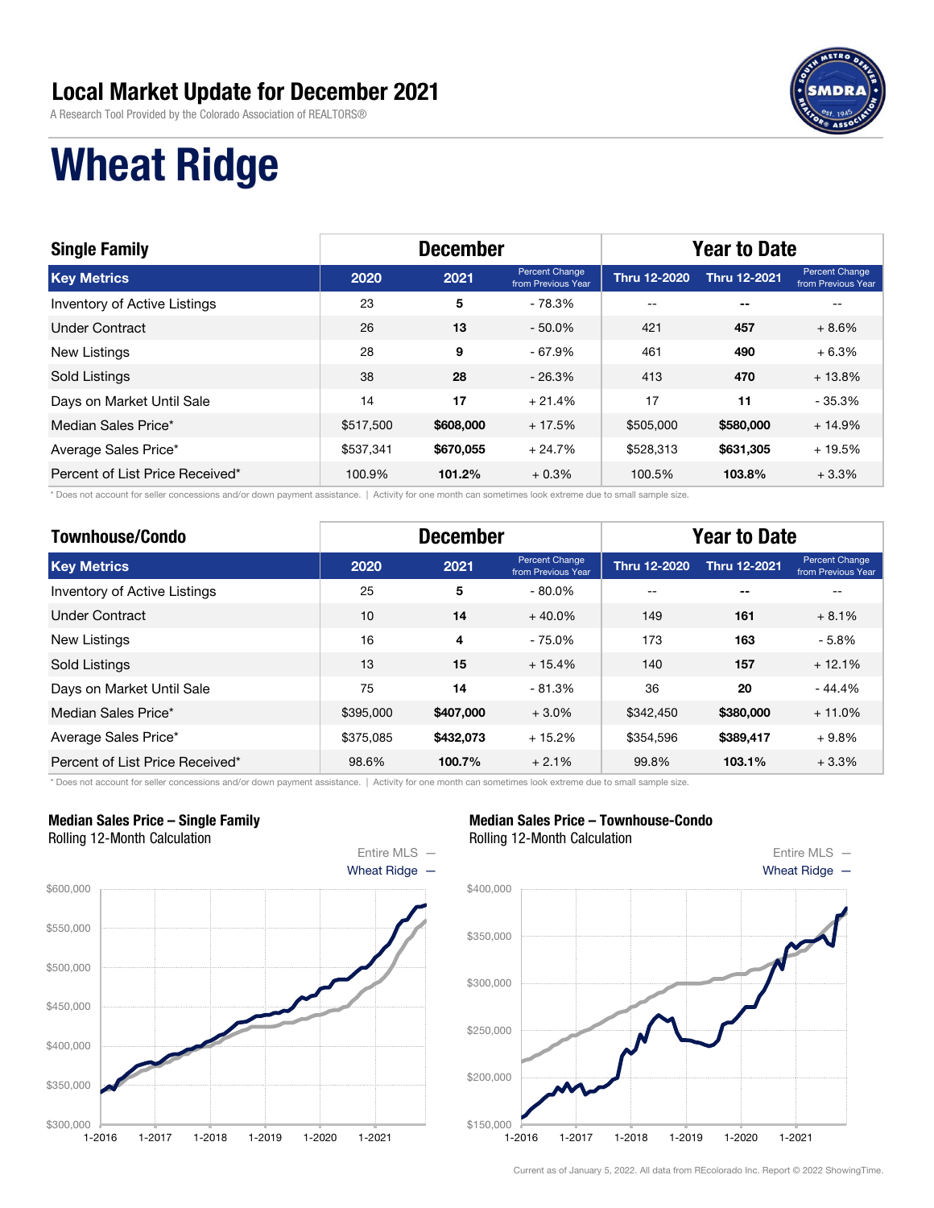# Local Market Update for December 2021

A Research Tool Provided by the Colorado Association of REALTORS®

# Wheat Ridge

| Single Family | December | | | Year to Date | | |
|---|---|---|---|---|---|---|
| **Key Metrics** | **2020** | **2021** | **Percent Change from Previous Year** | **Thru 12-2020** | **Thru 12-2021** | **Percent Change from Previous Year** |
| Inventory of Active Listings | 23 | **5** | - 78.3% | -- | **--** | -- |
| Under Contract | 26 | **13** | - 50.0% | 421 | **457** | + 8.6% |
| New Listings | 28 | **9** | - 67.9% | 461 | **490** | + 6.3% |
| Sold Listings | 38 | **28** | - 26.3% | 413 | **470** | + 13.8% |
| Days on Market Until Sale | 14 | **17** | + 21.4% | 17 | **11** | - 35.3% |
| Median Sales Price* | $517,500 | **$608,000** | + 17.5% | $505,000 | **$580,000** | + 14.9% |
| Average Sales Price* | $537,341 | **$670,055** | + 24.7% | $528,313 | **$631,305** | + 19.5% |
| Percent of List Price Received* | 100.9% | **101.2%** | + 0.3% | 100.5% | **103.8%** | + 3.3% |

\* Does not account for seller concessions and/or down payment assistance. | Activity for one month can sometimes look extreme due to small sample size.

| Townhouse/Condo | December | | | Year to Date | | |
|---|---|---|---|---|---|---|
| **Key Metrics** | **2020** | **2021** | **Percent Change from Previous Year** | **Thru 12-2020** | **Thru 12-2021** | **Percent Change from Previous Year** |
| Inventory of Active Listings | 25 | **5** | - 80.0% | -- | **--** | -- |
| Under Contract | 10 | **14** | + 40.0% | 149 | **161** | + 8.1% |
| New Listings | 16 | **4** | - 75.0% | 173 | **163** | - 5.8% |
| Sold Listings | 13 | **15** | + 15.4% | 140 | **157** | + 12.1% |
| Days on Market Until Sale | 75 | **14** | - 81.3% | 36 | **20** | - 44.4% |
| Median Sales Price* | $395,000 | **$407,000** | + 3.0% | $342,450 | **$380,000** | + 11.0% |
| Average Sales Price* | $375,085 | **$432,073** | + 15.2% | $354,596 | **$389,417** | + 9.8% |
| Percent of List Price Received* | 98.6% | **100.7%** | + 2.1% | 99.8% | **103.1%** | + 3.3% |

\* Does not account for seller concessions and/or down payment assistance. | Activity for one month can sometimes look extreme due to small sample size.

**Median Sales Price – Single Family**
Rolling 12-Month Calculation

Entire MLS —
Wheat Ridge —

$600,000
$550,000
$500,000
$450,000
$400,000
$350,000
$300,000

1-2016 1-2017 1-2018 1-2019 1-2020 1-2021

**Median Sales Price – Townhouse-Condo**
Rolling 12-Month Calculation

Entire MLS —
Wheat Ridge —

$400,000
$350,000
$300,000
$250,000
$200,000
$150,000

1-2016 1-2017 1-2018 1-2019 1-2020 1-2021

Current as of January 5, 2022. All data from REcolorado Inc. Report © 2022 ShowingTime.